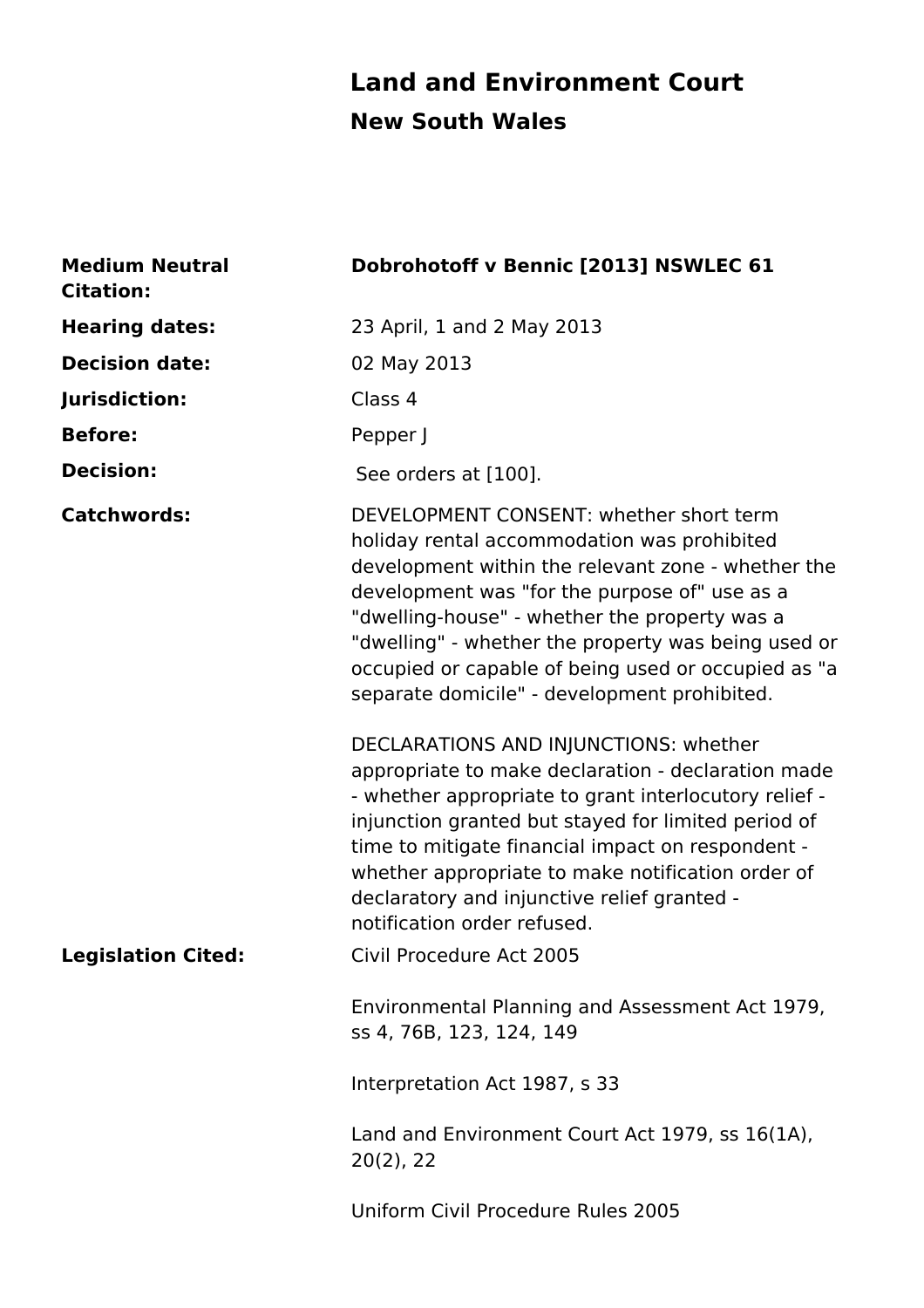# Land and Environment Court

## New South Wales

| | |
|---|---|
| **Medium Neutral Citation:** | **Dobrohotoff v Bennic [2013] NSWLEC 61** |
| **Hearing dates:** | 23 April, 1 and 2 May 2013 |
| **Decision date:** | 02 May 2013 |
| **Jurisdiction:** | Class 4 |
| **Before:** | Pepper J |
| **Decision:** | See orders at [100]. |
| **Catchwords:** | DEVELOPMENT CONSENT: whether short term holiday rental accommodation was prohibited development within the relevant zone - whether the development was "for the purpose of" use as a "dwelling-house" - whether the property was a "dwelling" - whether the property was being used or occupied or capable of being used or occupied as "a separate domicile" - development prohibited.<br><br>DECLARATIONS AND INJUNCTIONS: whether appropriate to make declaration - declaration made - whether appropriate to grant interlocutory relief - injunction granted but stayed for limited period of time to mitigate financial impact on respondent - whether appropriate to make notification order of declaratory and injunctive relief granted - notification order refused. |
| **Legislation Cited:** | Civil Procedure Act 2005<br><br>Environmental Planning and Assessment Act 1979, ss 4, 76B, 123, 124, 149<br><br>Interpretation Act 1987, s 33<br><br>Land and Environment Court Act 1979, ss 16(1A), 20(2), 22<br><br>Uniform Civil Procedure Rules 2005 |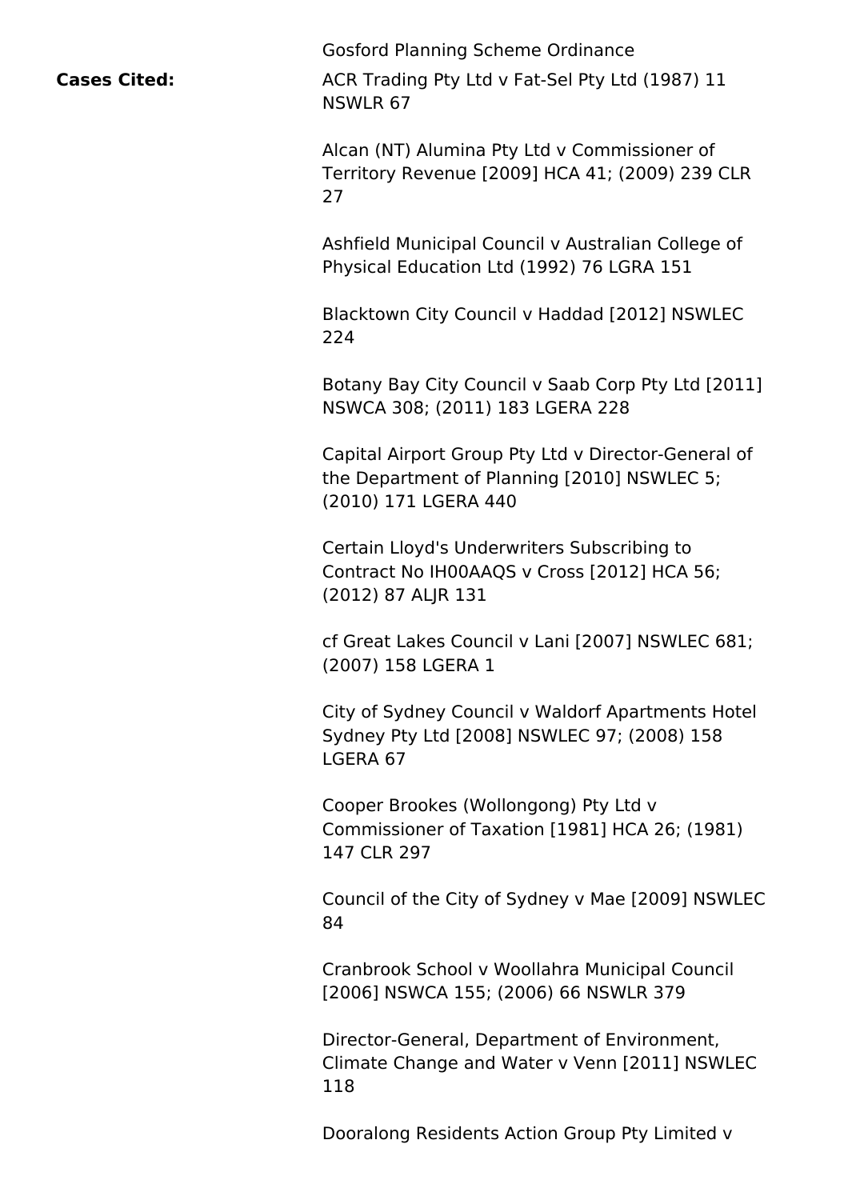Gosford Planning Scheme Ordinance

**Cases Cited:**

ACR Trading Pty Ltd v Fat-Sel Pty Ltd (1987) 11 NSWLR 67

Alcan (NT) Alumina Pty Ltd v Commissioner of Territory Revenue [2009] HCA 41; (2009) 239 CLR 27

Ashfield Municipal Council v Australian College of Physical Education Ltd (1992) 76 LGRA 151

Blacktown City Council v Haddad [2012] NSWLEC 224

Botany Bay City Council v Saab Corp Pty Ltd [2011] NSWCA 308; (2011) 183 LGERA 228

Capital Airport Group Pty Ltd v Director-General of the Department of Planning [2010] NSWLEC 5; (2010) 171 LGERA 440

Certain Lloyd's Underwriters Subscribing to Contract No IH00AAQS v Cross [2012] HCA 56; (2012) 87 ALJR 131

cf Great Lakes Council v Lani [2007] NSWLEC 681; (2007) 158 LGERA 1

City of Sydney Council v Waldorf Apartments Hotel Sydney Pty Ltd [2008] NSWLEC 97; (2008) 158 LGERA 67

Cooper Brookes (Wollongong) Pty Ltd v Commissioner of Taxation [1981] HCA 26; (1981) 147 CLR 297

Council of the City of Sydney v Mae [2009] NSWLEC 84

Cranbrook School v Woollahra Municipal Council [2006] NSWCA 155; (2006) 66 NSWLR 379

Director-General, Department of Environment, Climate Change and Water v Venn [2011] NSWLEC 118

Dooralong Residents Action Group Pty Limited v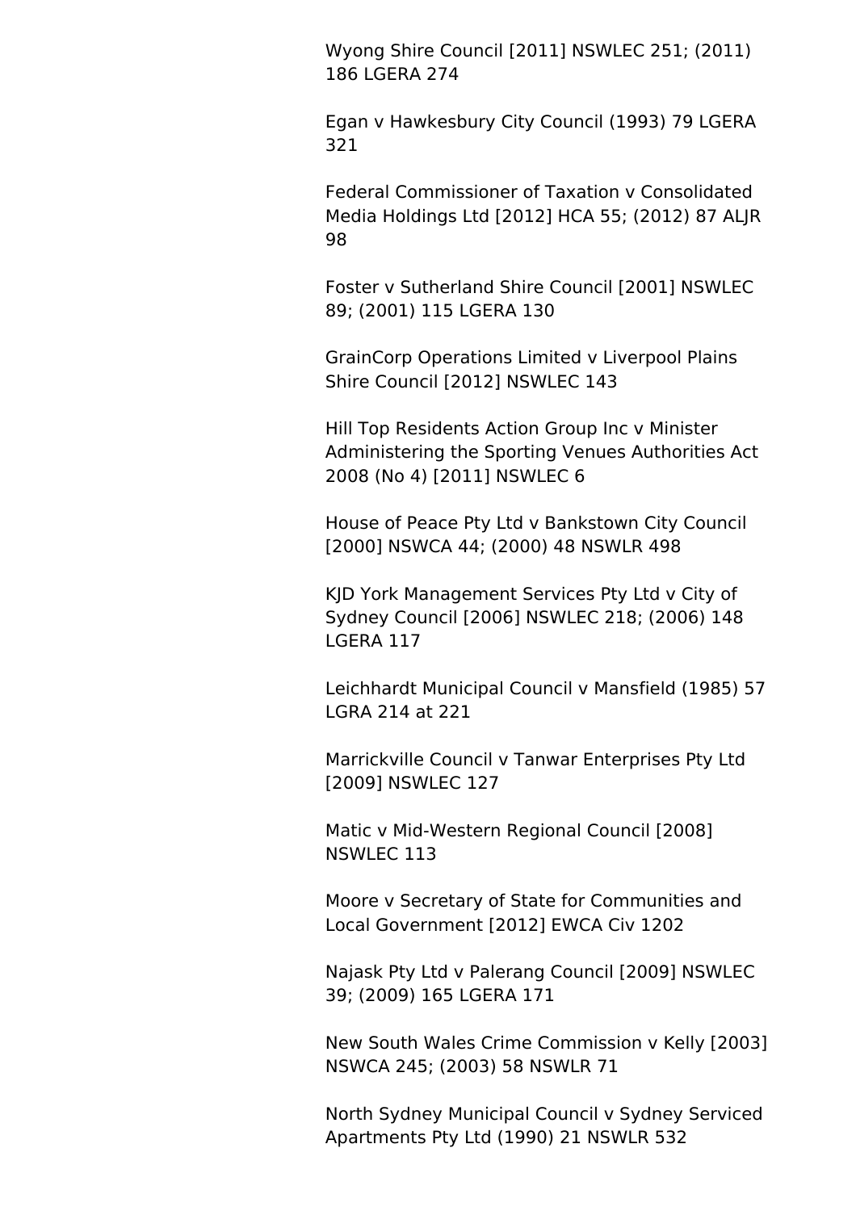Wyong Shire Council [2011] NSWLEC 251; (2011) 186 LGERA 274

Egan v Hawkesbury City Council (1993) 79 LGERA 321

Federal Commissioner of Taxation v Consolidated Media Holdings Ltd [2012] HCA 55; (2012) 87 ALJR 98

Foster v Sutherland Shire Council [2001] NSWLEC 89; (2001) 115 LGERA 130

GrainCorp Operations Limited v Liverpool Plains Shire Council [2012] NSWLEC 143

Hill Top Residents Action Group Inc v Minister Administering the Sporting Venues Authorities Act 2008 (No 4) [2011] NSWLEC 6

House of Peace Pty Ltd v Bankstown City Council [2000] NSWCA 44; (2000) 48 NSWLR 498

KJD York Management Services Pty Ltd v City of Sydney Council [2006] NSWLEC 218; (2006) 148 LGERA 117

Leichhardt Municipal Council v Mansfield (1985) 57 LGRA 214 at 221

Marrickville Council v Tanwar Enterprises Pty Ltd [2009] NSWLEC 127

Matic v Mid-Western Regional Council [2008] NSWLEC 113

Moore v Secretary of State for Communities and Local Government [2012] EWCA Civ 1202

Najask Pty Ltd v Palerang Council [2009] NSWLEC 39; (2009) 165 LGERA 171

New South Wales Crime Commission v Kelly [2003] NSWCA 245; (2003) 58 NSWLR 71

North Sydney Municipal Council v Sydney Serviced Apartments Pty Ltd (1990) 21 NSWLR 532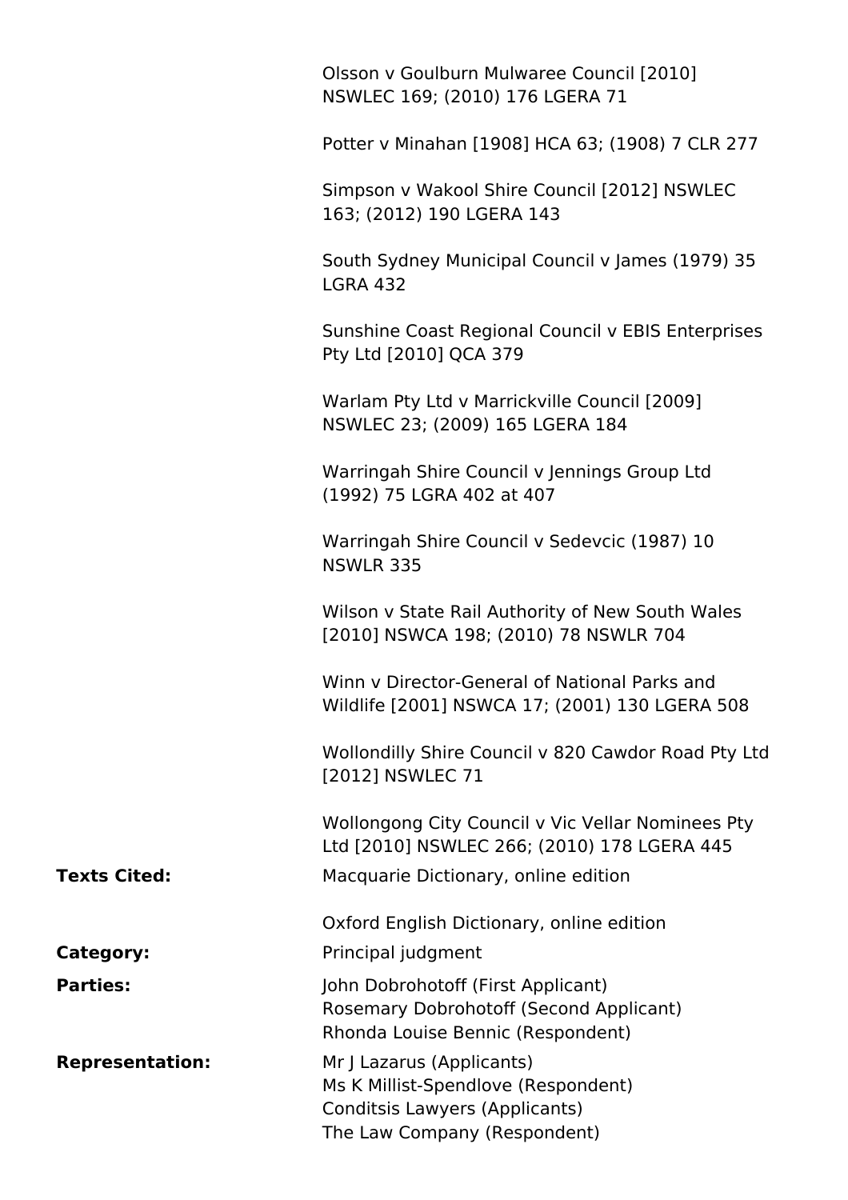Olsson v Goulburn Mulwaree Council [2010] NSWLEC 169; (2010) 176 LGERA 71

Potter v Minahan [1908] HCA 63; (1908) 7 CLR 277

Simpson v Wakool Shire Council [2012] NSWLEC 163; (2012) 190 LGERA 143

South Sydney Municipal Council v James (1979) 35 LGRA 432

Sunshine Coast Regional Council v EBIS Enterprises Pty Ltd [2010] QCA 379

Warlam Pty Ltd v Marrickville Council [2009] NSWLEC 23; (2009) 165 LGERA 184

Warringah Shire Council v Jennings Group Ltd (1992) 75 LGRA 402 at 407

Warringah Shire Council v Sedevcic (1987) 10 NSWLR 335

Wilson v State Rail Authority of New South Wales [2010] NSWCA 198; (2010) 78 NSWLR 704

Winn v Director-General of National Parks and Wildlife [2001] NSWCA 17; (2001) 130 LGERA 508

Wollondilly Shire Council v 820 Cawdor Road Pty Ltd [2012] NSWLEC 71

Wollongong City Council v Vic Vellar Nominees Pty Ltd [2010] NSWLEC 266; (2010) 178 LGERA 445

**Texts Cited:** Macquarie Dictionary, online edition

Oxford English Dictionary, online edition

**Category:** Principal judgment

**Parties:**
John Dobrohotoff (First Applicant)
Rosemary Dobrohotoff (Second Applicant)
Rhonda Louise Bennic (Respondent)

**Representation:**
Mr J Lazarus (Applicants)
Ms K Millist-Spendlove (Respondent)
Conditsis Lawyers (Applicants)
The Law Company (Respondent)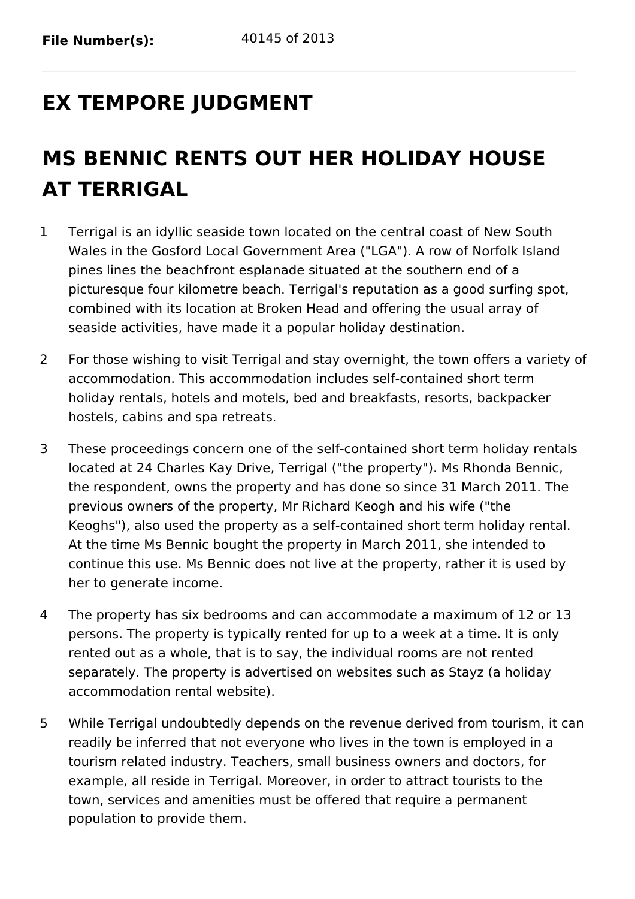**File Number(s):** 40145 of 2013

## EX TEMPORE JUDGMENT

## MS BENNIC RENTS OUT HER HOLIDAY HOUSE AT TERRIGAL

1 Terrigal is an idyllic seaside town located on the central coast of New South Wales in the Gosford Local Government Area ("LGA"). A row of Norfolk Island pines lines the beachfront esplanade situated at the southern end of a picturesque four kilometre beach. Terrigal's reputation as a good surfing spot, combined with its location at Broken Head and offering the usual array of seaside activities, have made it a popular holiday destination.

2 For those wishing to visit Terrigal and stay overnight, the town offers a variety of accommodation. This accommodation includes self-contained short term holiday rentals, hotels and motels, bed and breakfasts, resorts, backpacker hostels, cabins and spa retreats.

3 These proceedings concern one of the self-contained short term holiday rentals located at 24 Charles Kay Drive, Terrigal ("the property"). Ms Rhonda Bennic, the respondent, owns the property and has done so since 31 March 2011. The previous owners of the property, Mr Richard Keogh and his wife ("the Keoghs"), also used the property as a self-contained short term holiday rental. At the time Ms Bennic bought the property in March 2011, she intended to continue this use. Ms Bennic does not live at the property, rather it is used by her to generate income.

4 The property has six bedrooms and can accommodate a maximum of 12 or 13 persons. The property is typically rented for up to a week at a time. It is only rented out as a whole, that is to say, the individual rooms are not rented separately. The property is advertised on websites such as Stayz (a holiday accommodation rental website).

5 While Terrigal undoubtedly depends on the revenue derived from tourism, it can readily be inferred that not everyone who lives in the town is employed in a tourism related industry. Teachers, small business owners and doctors, for example, all reside in Terrigal. Moreover, in order to attract tourists to the town, services and amenities must be offered that require a permanent population to provide them.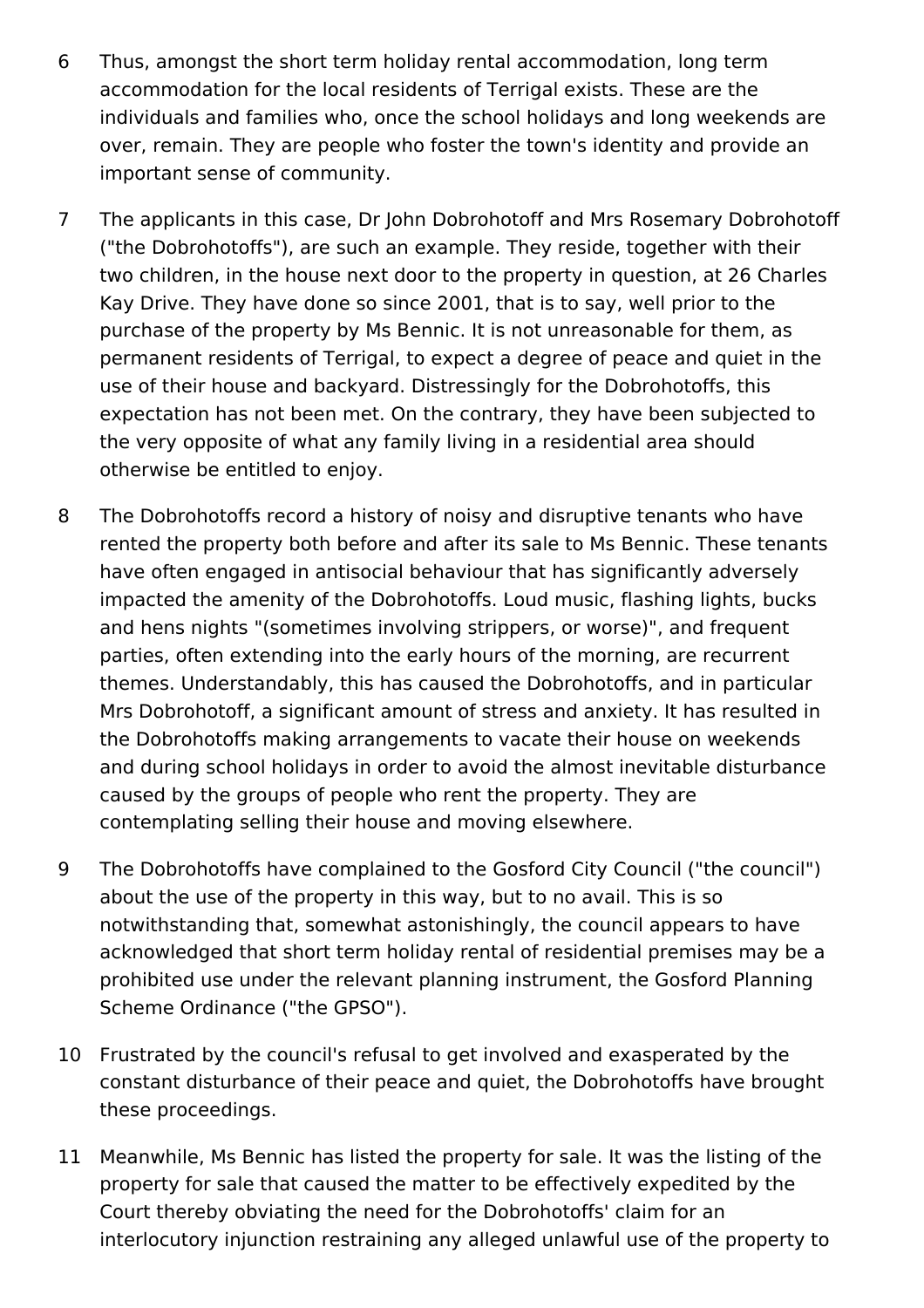6 Thus, amongst the short term holiday rental accommodation, long term accommodation for the local residents of Terrigal exists. These are the individuals and families who, once the school holidays and long weekends are over, remain. They are people who foster the town's identity and provide an important sense of community.

7 The applicants in this case, Dr John Dobrohotoff and Mrs Rosemary Dobrohotoff ("the Dobrohotoffs"), are such an example. They reside, together with their two children, in the house next door to the property in question, at 26 Charles Kay Drive. They have done so since 2001, that is to say, well prior to the purchase of the property by Ms Bennic. It is not unreasonable for them, as permanent residents of Terrigal, to expect a degree of peace and quiet in the use of their house and backyard. Distressingly for the Dobrohotoffs, this expectation has not been met. On the contrary, they have been subjected to the very opposite of what any family living in a residential area should otherwise be entitled to enjoy.

8 The Dobrohotoffs record a history of noisy and disruptive tenants who have rented the property both before and after its sale to Ms Bennic. These tenants have often engaged in antisocial behaviour that has significantly adversely impacted the amenity of the Dobrohotoffs. Loud music, flashing lights, bucks and hens nights "(sometimes involving strippers, or worse)", and frequent parties, often extending into the early hours of the morning, are recurrent themes. Understandably, this has caused the Dobrohotoffs, and in particular Mrs Dobrohotoff, a significant amount of stress and anxiety. It has resulted in the Dobrohotoffs making arrangements to vacate their house on weekends and during school holidays in order to avoid the almost inevitable disturbance caused by the groups of people who rent the property. They are contemplating selling their house and moving elsewhere.

9 The Dobrohotoffs have complained to the Gosford City Council ("the council") about the use of the property in this way, but to no avail. This is so notwithstanding that, somewhat astonishingly, the council appears to have acknowledged that short term holiday rental of residential premises may be a prohibited use under the relevant planning instrument, the Gosford Planning Scheme Ordinance ("the GPSO").

10 Frustrated by the council's refusal to get involved and exasperated by the constant disturbance of their peace and quiet, the Dobrohotoffs have brought these proceedings.

11 Meanwhile, Ms Bennic has listed the property for sale. It was the listing of the property for sale that caused the matter to be effectively expedited by the Court thereby obviating the need for the Dobrohotoffs' claim for an interlocutory injunction restraining any alleged unlawful use of the property to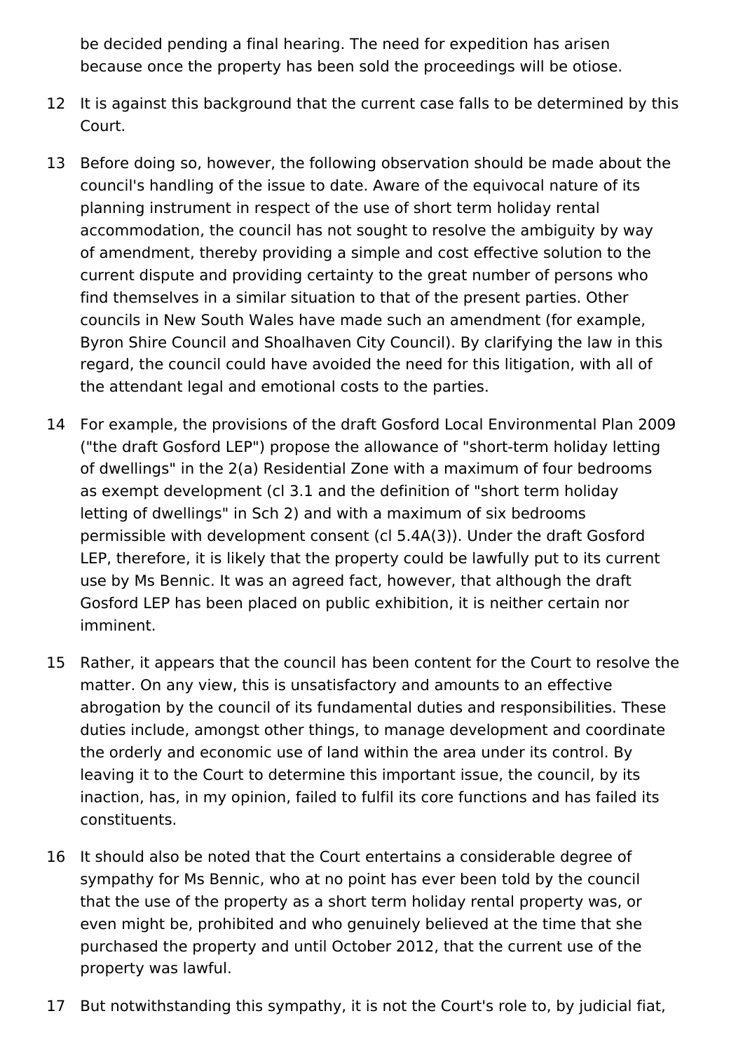be decided pending a final hearing. The need for expedition has arisen because once the property has been sold the proceedings will be otiose.

12 It is against this background that the current case falls to be determined by this Court.

13 Before doing so, however, the following observation should be made about the council's handling of the issue to date. Aware of the equivocal nature of its planning instrument in respect of the use of short term holiday rental accommodation, the council has not sought to resolve the ambiguity by way of amendment, thereby providing a simple and cost effective solution to the current dispute and providing certainty to the great number of persons who find themselves in a similar situation to that of the present parties. Other councils in New South Wales have made such an amendment (for example, Byron Shire Council and Shoalhaven City Council). By clarifying the law in this regard, the council could have avoided the need for this litigation, with all of the attendant legal and emotional costs to the parties.

14 For example, the provisions of the draft Gosford Local Environmental Plan 2009 ("the draft Gosford LEP") propose the allowance of "short-term holiday letting of dwellings" in the 2(a) Residential Zone with a maximum of four bedrooms as exempt development (cl 3.1 and the definition of "short term holiday letting of dwellings" in Sch 2) and with a maximum of six bedrooms permissible with development consent (cl 5.4A(3)). Under the draft Gosford LEP, therefore, it is likely that the property could be lawfully put to its current use by Ms Bennic. It was an agreed fact, however, that although the draft Gosford LEP has been placed on public exhibition, it is neither certain nor imminent.

15 Rather, it appears that the council has been content for the Court to resolve the matter. On any view, this is unsatisfactory and amounts to an effective abrogation by the council of its fundamental duties and responsibilities. These duties include, amongst other things, to manage development and coordinate the orderly and economic use of land within the area under its control. By leaving it to the Court to determine this important issue, the council, by its inaction, has, in my opinion, failed to fulfil its core functions and has failed its constituents.

16 It should also be noted that the Court entertains a considerable degree of sympathy for Ms Bennic, who at no point has ever been told by the council that the use of the property as a short term holiday rental property was, or even might be, prohibited and who genuinely believed at the time that she purchased the property and until October 2012, that the current use of the property was lawful.

17 But notwithstanding this sympathy, it is not the Court's role to, by judicial fiat,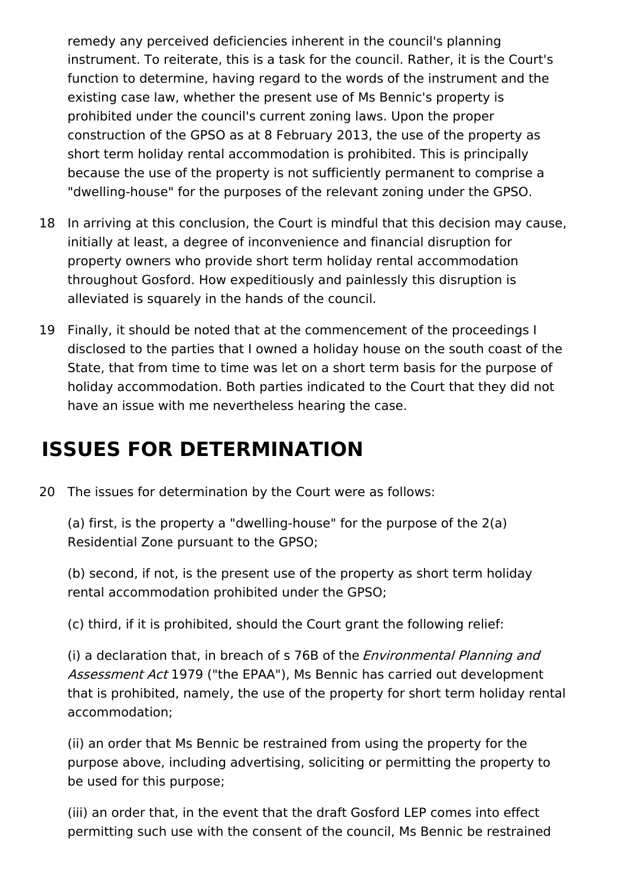remedy any perceived deficiencies inherent in the council's planning instrument. To reiterate, this is a task for the council. Rather, it is the Court's function to determine, having regard to the words of the instrument and the existing case law, whether the present use of Ms Bennic's property is prohibited under the council's current zoning laws. Upon the proper construction of the GPSO as at 8 February 2013, the use of the property as short term holiday rental accommodation is prohibited. This is principally because the use of the property is not sufficiently permanent to comprise a "dwelling-house" for the purposes of the relevant zoning under the GPSO.

18 In arriving at this conclusion, the Court is mindful that this decision may cause, initially at least, a degree of inconvenience and financial disruption for property owners who provide short term holiday rental accommodation throughout Gosford. How expeditiously and painlessly this disruption is alleviated is squarely in the hands of the council.

19 Finally, it should be noted that at the commencement of the proceedings I disclosed to the parties that I owned a holiday house on the south coast of the State, that from time to time was let on a short term basis for the purpose of holiday accommodation. Both parties indicated to the Court that they did not have an issue with me nevertheless hearing the case.

## ISSUES FOR DETERMINATION

20 The issues for determination by the Court were as follows:

(a) first, is the property a "dwelling-house" for the purpose of the 2(a) Residential Zone pursuant to the GPSO;

(b) second, if not, is the present use of the property as short term holiday rental accommodation prohibited under the GPSO;

(c) third, if it is prohibited, should the Court grant the following relief:

(i) a declaration that, in breach of s 76B of the *Environmental Planning and Assessment Act* 1979 ("the EPAA"), Ms Bennic has carried out development that is prohibited, namely, the use of the property for short term holiday rental accommodation;

(ii) an order that Ms Bennic be restrained from using the property for the purpose above, including advertising, soliciting or permitting the property to be used for this purpose;

(iii) an order that, in the event that the draft Gosford LEP comes into effect permitting such use with the consent of the council, Ms Bennic be restrained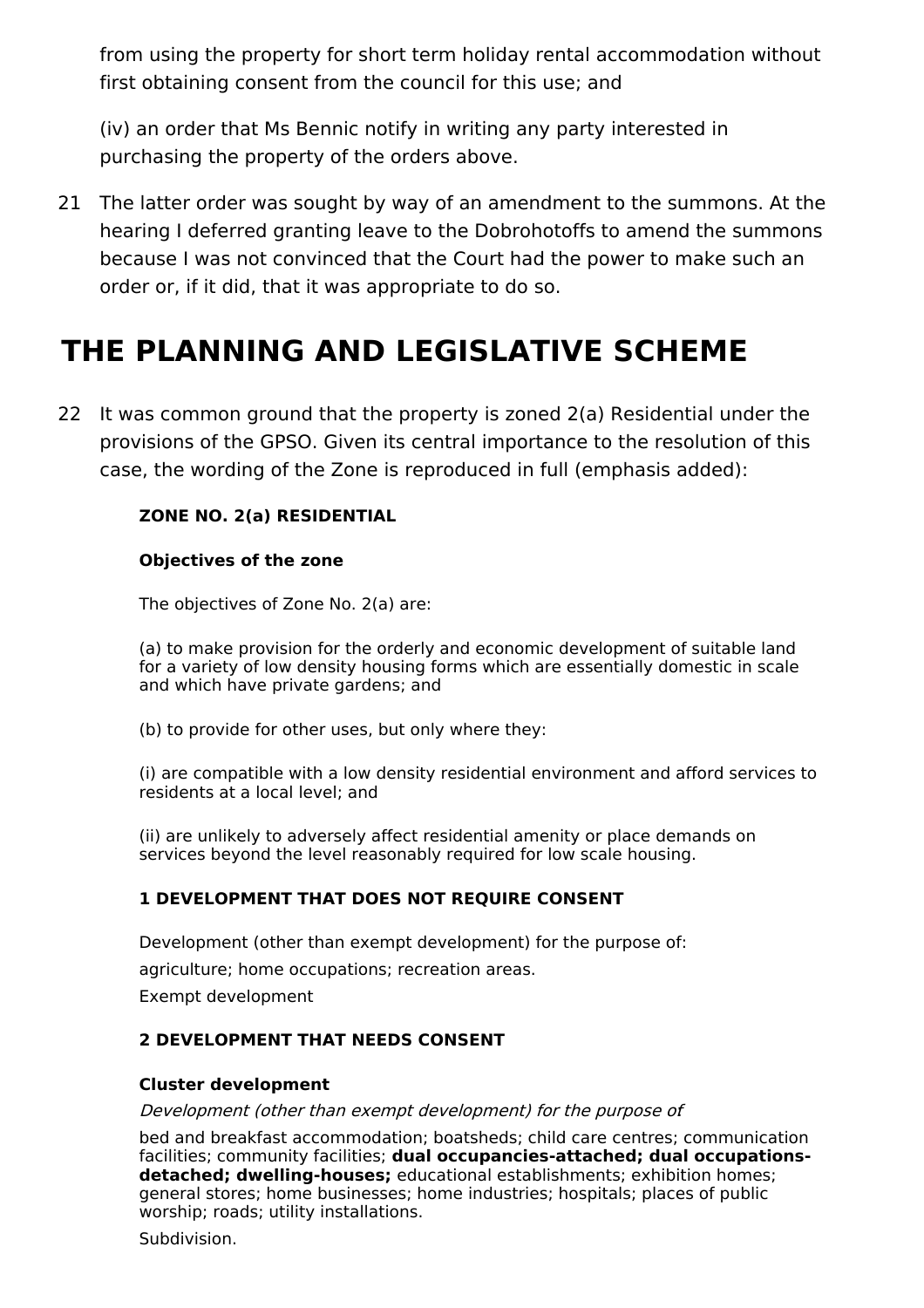from using the property for short term holiday rental accommodation without first obtaining consent from the council for this use; and

(iv) an order that Ms Bennic notify in writing any party interested in purchasing the property of the orders above.

21 The latter order was sought by way of an amendment to the summons. At the hearing I deferred granting leave to the Dobrohotoffs to amend the summons because I was not convinced that the Court had the power to make such an order or, if it did, that it was appropriate to do so.

# THE PLANNING AND LEGISLATIVE SCHEME

22 It was common ground that the property is zoned 2(a) Residential under the provisions of the GPSO. Given its central importance to the resolution of this case, the wording of the Zone is reproduced in full (emphasis added):

> **ZONE NO. 2(a) RESIDENTIAL**
>
> **Objectives of the zone**
>
> The objectives of Zone No. 2(a) are:
>
> (a) to make provision for the orderly and economic development of suitable land for a variety of low density housing forms which are essentially domestic in scale and which have private gardens; and
>
> (b) to provide for other uses, but only where they:
>
> (i) are compatible with a low density residential environment and afford services to residents at a local level; and
>
> (ii) are unlikely to adversely affect residential amenity or place demands on services beyond the level reasonably required for low scale housing.
>
> **1 DEVELOPMENT THAT DOES NOT REQUIRE CONSENT**
>
> Development (other than exempt development) for the purpose of:
>
> agriculture; home occupations; recreation areas.
>
> Exempt development
>
> **2 DEVELOPMENT THAT NEEDS CONSENT**
>
> **Cluster development**
>
> *Development (other than exempt development) for the purpose of*
>
> bed and breakfast accommodation; boatsheds; child care centres; communication facilities; community facilities; **dual occupancies-attached; dual occupations-detached; dwelling-houses;** educational establishments; exhibition homes; general stores; home businesses; home industries; hospitals; places of public worship; roads; utility installations.
>
> Subdivision.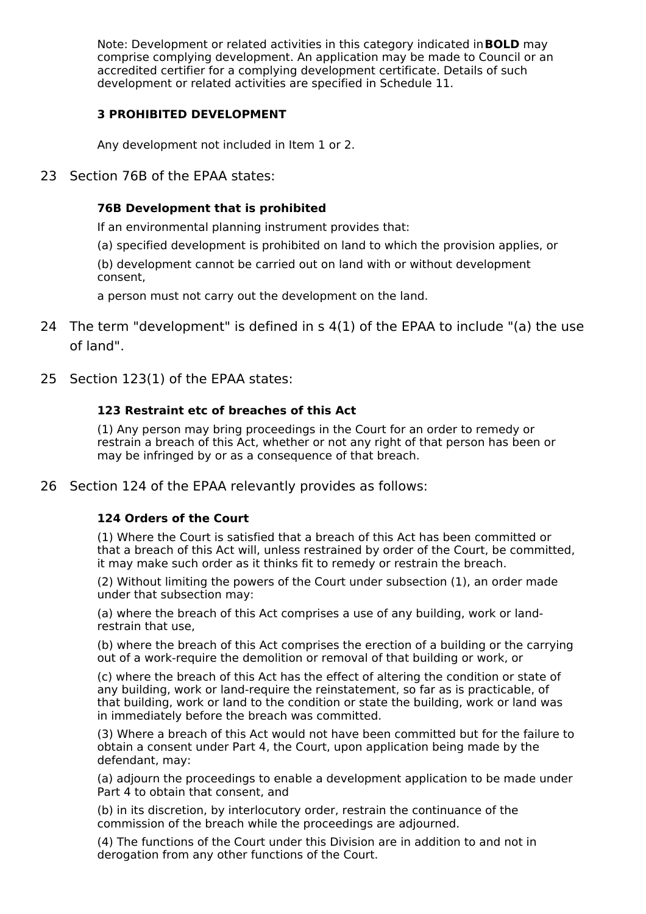Note: Development or related activities in this category indicated in **BOLD** may comprise complying development. An application may be made to Council or an accredited certifier for a complying development certificate. Details of such development or related activities are specified in Schedule 11.

**3 PROHIBITED DEVELOPMENT**

Any development not included in Item 1 or 2.

23 Section 76B of the EPAA states:

> **76B Development that is prohibited**
>
> If an environmental planning instrument provides that:
>
> (a) specified development is prohibited on land to which the provision applies, or
>
> (b) development cannot be carried out on land with or without development consent,
>
> a person must not carry out the development on the land.

24 The term "development" is defined in s 4(1) of the EPAA to include "(a) the use of land".

25 Section 123(1) of the EPAA states:

> **123 Restraint etc of breaches of this Act**
>
> (1) Any person may bring proceedings in the Court for an order to remedy or restrain a breach of this Act, whether or not any right of that person has been or may be infringed by or as a consequence of that breach.

26 Section 124 of the EPAA relevantly provides as follows:

> **124 Orders of the Court**
>
> (1) Where the Court is satisfied that a breach of this Act has been committed or that a breach of this Act will, unless restrained by order of the Court, be committed, it may make such order as it thinks fit to remedy or restrain the breach.
>
> (2) Without limiting the powers of the Court under subsection (1), an order made under that subsection may:
>
> (a) where the breach of this Act comprises a use of any building, work or land-restrain that use,
>
> (b) where the breach of this Act comprises the erection of a building or the carrying out of a work-require the demolition or removal of that building or work, or
>
> (c) where the breach of this Act has the effect of altering the condition or state of any building, work or land-require the reinstatement, so far as is practicable, of that building, work or land to the condition or state the building, work or land was in immediately before the breach was committed.
>
> (3) Where a breach of this Act would not have been committed but for the failure to obtain a consent under Part 4, the Court, upon application being made by the defendant, may:
>
> (a) adjourn the proceedings to enable a development application to be made under Part 4 to obtain that consent, and
>
> (b) in its discretion, by interlocutory order, restrain the continuance of the commission of the breach while the proceedings are adjourned.
>
> (4) The functions of the Court under this Division are in addition to and not in derogation from any other functions of the Court.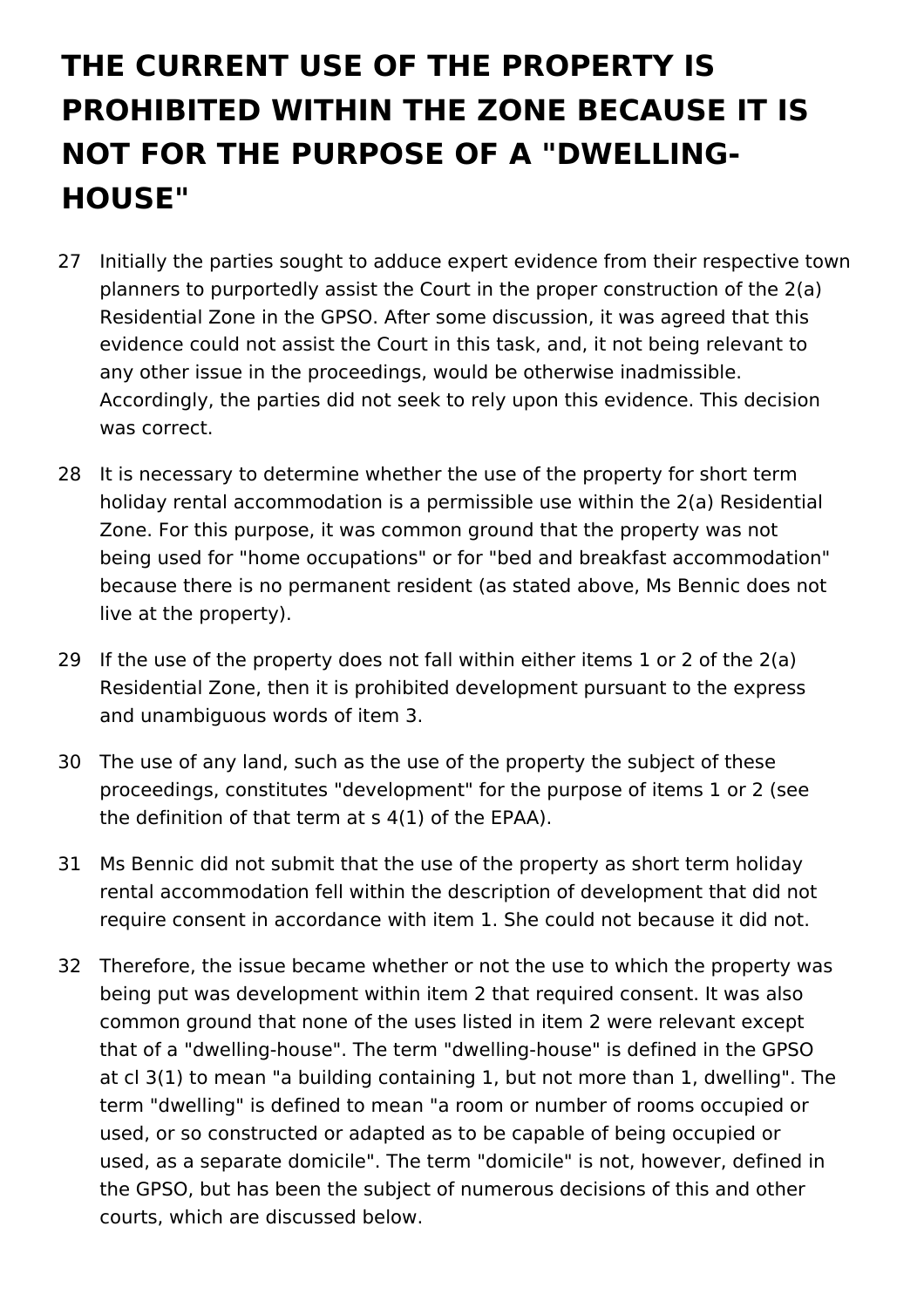## THE CURRENT USE OF THE PROPERTY IS PROHIBITED WITHIN THE ZONE BECAUSE IT IS NOT FOR THE PURPOSE OF A "DWELLING-HOUSE"

27 Initially the parties sought to adduce expert evidence from their respective town planners to purportedly assist the Court in the proper construction of the 2(a) Residential Zone in the GPSO. After some discussion, it was agreed that this evidence could not assist the Court in this task, and, it not being relevant to any other issue in the proceedings, would be otherwise inadmissible. Accordingly, the parties did not seek to rely upon this evidence. This decision was correct.

28 It is necessary to determine whether the use of the property for short term holiday rental accommodation is a permissible use within the 2(a) Residential Zone. For this purpose, it was common ground that the property was not being used for "home occupations" or for "bed and breakfast accommodation" because there is no permanent resident (as stated above, Ms Bennic does not live at the property).

29 If the use of the property does not fall within either items 1 or 2 of the 2(a) Residential Zone, then it is prohibited development pursuant to the express and unambiguous words of item 3.

30 The use of any land, such as the use of the property the subject of these proceedings, constitutes "development" for the purpose of items 1 or 2 (see the definition of that term at s 4(1) of the EPAA).

31 Ms Bennic did not submit that the use of the property as short term holiday rental accommodation fell within the description of development that did not require consent in accordance with item 1. She could not because it did not.

32 Therefore, the issue became whether or not the use to which the property was being put was development within item 2 that required consent. It was also common ground that none of the uses listed in item 2 were relevant except that of a "dwelling-house". The term "dwelling-house" is defined in the GPSO at cl 3(1) to mean "a building containing 1, but not more than 1, dwelling". The term "dwelling" is defined to mean "a room or number of rooms occupied or used, or so constructed or adapted as to be capable of being occupied or used, as a separate domicile". The term "domicile" is not, however, defined in the GPSO, but has been the subject of numerous decisions of this and other courts, which are discussed below.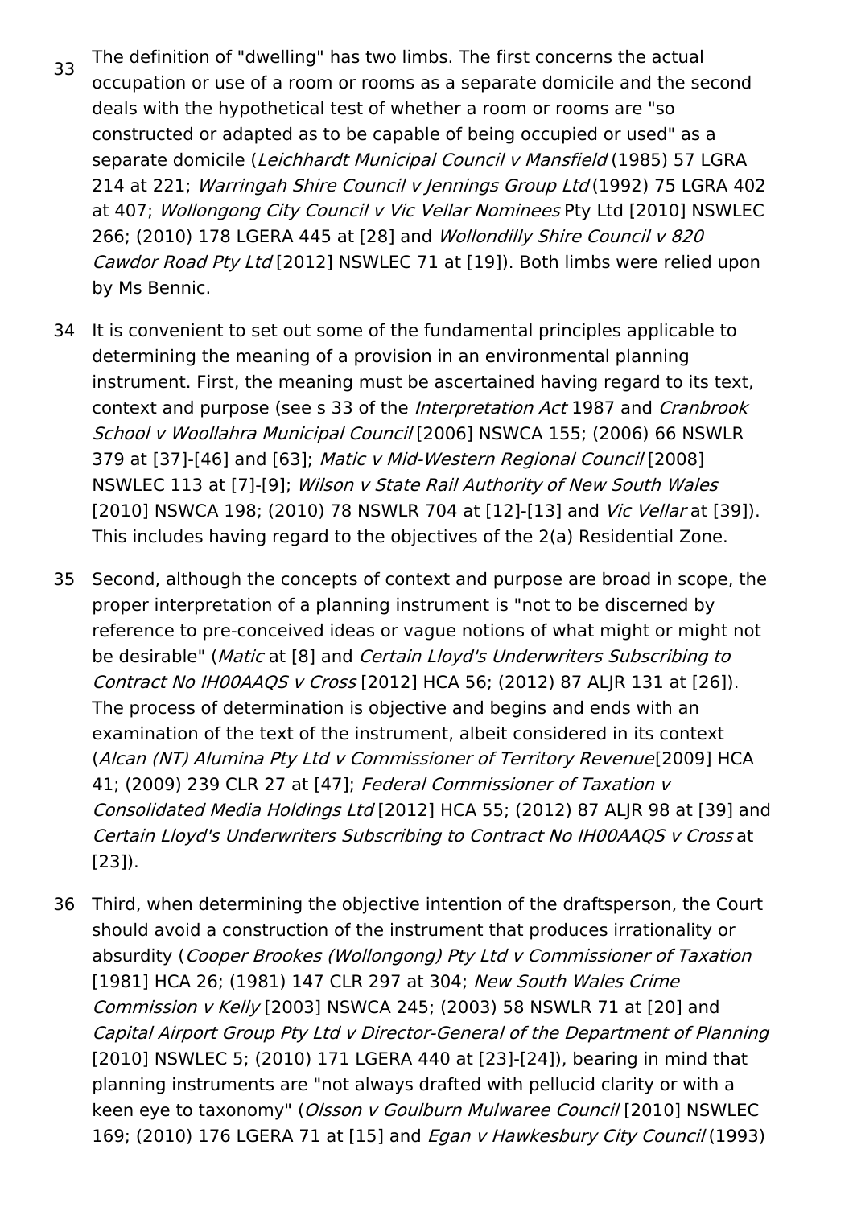33 The definition of "dwelling" has two limbs. The first concerns the actual occupation or use of a room or rooms as a separate domicile and the second deals with the hypothetical test of whether a room or rooms are "so constructed or adapted as to be capable of being occupied or used" as a separate domicile (*Leichhardt Municipal Council v Mansfield* (1985) 57 LGRA 214 at 221; *Warringah Shire Council v Jennings Group Ltd* (1992) 75 LGRA 402 at 407; *Wollongong City Council v Vic Vellar Nominees* Pty Ltd [2010] NSWLEC 266; (2010) 178 LGERA 445 at [28] and *Wollondilly Shire Council v 820 Cawdor Road Pty Ltd* [2012] NSWLEC 71 at [19]). Both limbs were relied upon by Ms Bennic.

34 It is convenient to set out some of the fundamental principles applicable to determining the meaning of a provision in an environmental planning instrument. First, the meaning must be ascertained having regard to its text, context and purpose (see s 33 of the *Interpretation Act* 1987 and *Cranbrook School v Woollahra Municipal Council* [2006] NSWCA 155; (2006) 66 NSWLR 379 at [37]-[46] and [63]; *Matic v Mid-Western Regional Council* [2008] NSWLEC 113 at [7]-[9]; *Wilson v State Rail Authority of New South Wales* [2010] NSWCA 198; (2010) 78 NSWLR 704 at [12]-[13] and *Vic Vellar* at [39]). This includes having regard to the objectives of the 2(a) Residential Zone.

35 Second, although the concepts of context and purpose are broad in scope, the proper interpretation of a planning instrument is "not to be discerned by reference to pre-conceived ideas or vague notions of what might or might not be desirable" (*Matic* at [8] and *Certain Lloyd's Underwriters Subscribing to Contract No IH00AAQS v Cross* [2012] HCA 56; (2012) 87 ALJR 131 at [26]). The process of determination is objective and begins and ends with an examination of the text of the instrument, albeit considered in its context (*Alcan (NT) Alumina Pty Ltd v Commissioner of Territory Revenue*[2009] HCA 41; (2009) 239 CLR 27 at [47]; *Federal Commissioner of Taxation v Consolidated Media Holdings Ltd* [2012] HCA 55; (2012) 87 ALJR 98 at [39] and *Certain Lloyd's Underwriters Subscribing to Contract No IH00AAQS v Cross* at [23]).

36 Third, when determining the objective intention of the draftsperson, the Court should avoid a construction of the instrument that produces irrationality or absurdity (*Cooper Brookes (Wollongong) Pty Ltd v Commissioner of Taxation* [1981] HCA 26; (1981) 147 CLR 297 at 304; *New South Wales Crime Commission v Kelly* [2003] NSWCA 245; (2003) 58 NSWLR 71 at [20] and *Capital Airport Group Pty Ltd v Director-General of the Department of Planning* [2010] NSWLEC 5; (2010) 171 LGERA 440 at [23]-[24]), bearing in mind that planning instruments are "not always drafted with pellucid clarity or with a keen eye to taxonomy" (*Olsson v Goulburn Mulwaree Council* [2010] NSWLEC 169; (2010) 176 LGERA 71 at [15] and *Egan v Hawkesbury City Council* (1993)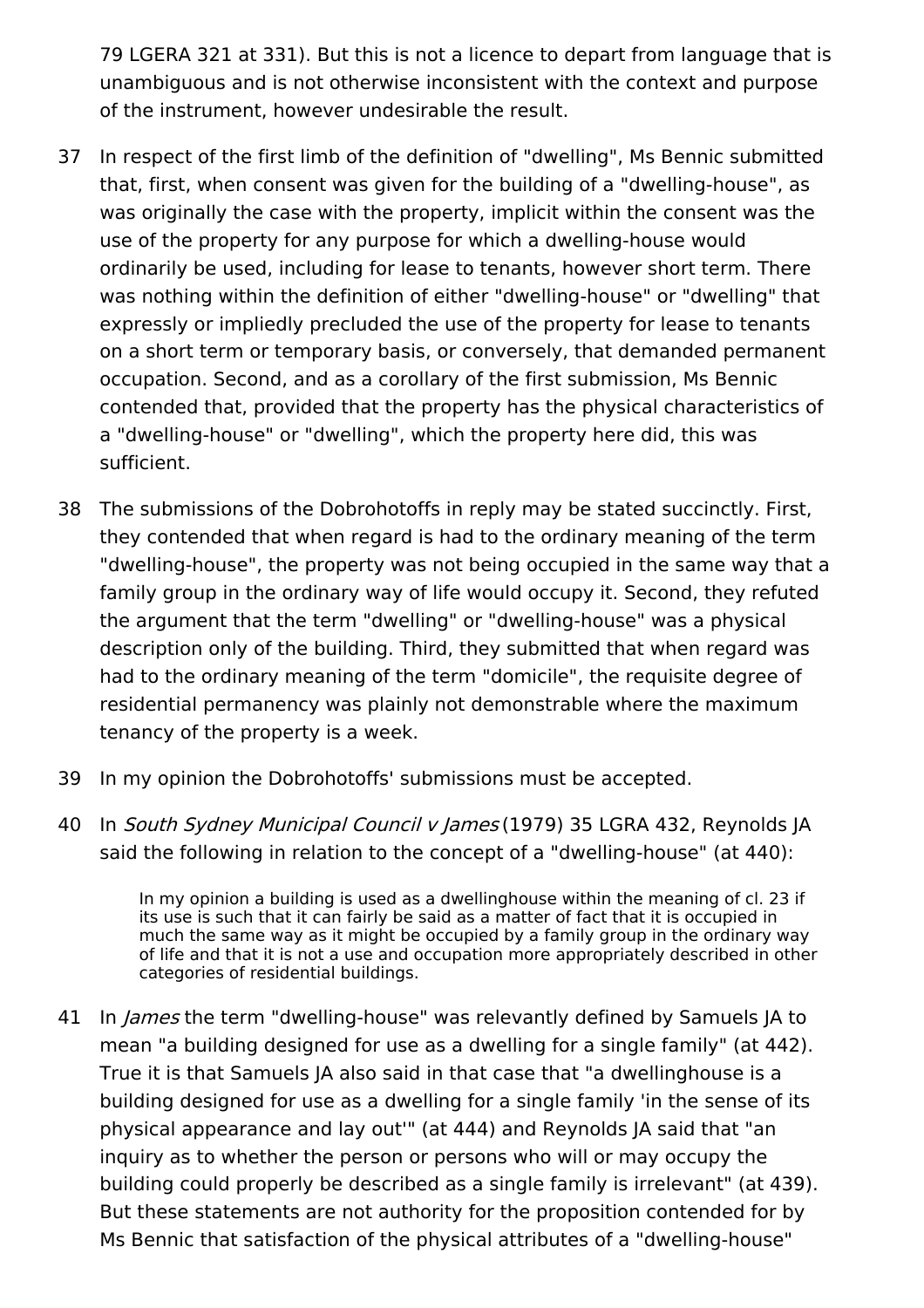79 LGERA 321 at 331). But this is not a licence to depart from language that is unambiguous and is not otherwise inconsistent with the context and purpose of the instrument, however undesirable the result.

37 In respect of the first limb of the definition of "dwelling", Ms Bennic submitted that, first, when consent was given for the building of a "dwelling-house", as was originally the case with the property, implicit within the consent was the use of the property for any purpose for which a dwelling-house would ordinarily be used, including for lease to tenants, however short term. There was nothing within the definition of either "dwelling-house" or "dwelling" that expressly or impliedly precluded the use of the property for lease to tenants on a short term or temporary basis, or conversely, that demanded permanent occupation. Second, and as a corollary of the first submission, Ms Bennic contended that, provided that the property has the physical characteristics of a "dwelling-house" or "dwelling", which the property here did, this was sufficient.

38 The submissions of the Dobrohotoffs in reply may be stated succinctly. First, they contended that when regard is had to the ordinary meaning of the term "dwelling-house", the property was not being occupied in the same way that a family group in the ordinary way of life would occupy it. Second, they refuted the argument that the term "dwelling" or "dwelling-house" was a physical description only of the building. Third, they submitted that when regard was had to the ordinary meaning of the term "domicile", the requisite degree of residential permanency was plainly not demonstrable where the maximum tenancy of the property is a week.

39 In my opinion the Dobrohotoffs' submissions must be accepted.

40 In *South Sydney Municipal Council v James* (1979) 35 LGRA 432, Reynolds JA said the following in relation to the concept of a "dwelling-house" (at 440):

> In my opinion a building is used as a dwellinghouse within the meaning of cl. 23 if its use is such that it can fairly be said as a matter of fact that it is occupied in much the same way as it might be occupied by a family group in the ordinary way of life and that it is not a use and occupation more appropriately described in other categories of residential buildings.

41 In *James* the term "dwelling-house" was relevantly defined by Samuels JA to mean "a building designed for use as a dwelling for a single family" (at 442). True it is that Samuels JA also said in that case that "a dwellinghouse is a building designed for use as a dwelling for a single family 'in the sense of its physical appearance and lay out'" (at 444) and Reynolds JA said that "an inquiry as to whether the person or persons who will or may occupy the building could properly be described as a single family is irrelevant" (at 439). But these statements are not authority for the proposition contended for by Ms Bennic that satisfaction of the physical attributes of a "dwelling-house"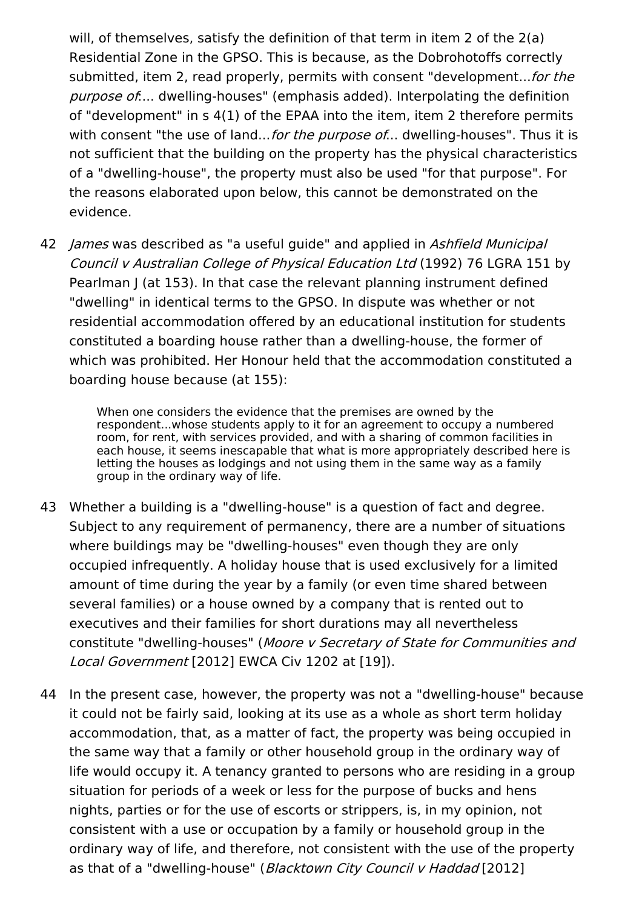will, of themselves, satisfy the definition of that term in item 2 of the 2(a) Residential Zone in the GPSO. This is because, as the Dobrohotoffs correctly submitted, item 2, read properly, permits with consent "development...*for the purpose of*.... dwelling-houses" (emphasis added). Interpolating the definition of "development" in s 4(1) of the EPAA into the item, item 2 therefore permits with consent "the use of land...*for the purpose of*... dwelling-houses". Thus it is not sufficient that the building on the property has the physical characteristics of a "dwelling-house", the property must also be used "for that purpose". For the reasons elaborated upon below, this cannot be demonstrated on the evidence.

42 *James* was described as "a useful guide" and applied in *Ashfield Municipal Council v Australian College of Physical Education Ltd* (1992) 76 LGRA 151 by Pearlman J (at 153). In that case the relevant planning instrument defined "dwelling" in identical terms to the GPSO. In dispute was whether or not residential accommodation offered by an educational institution for students constituted a boarding house rather than a dwelling-house, the former of which was prohibited. Her Honour held that the accommodation constituted a boarding house because (at 155):

> When one considers the evidence that the premises are owned by the respondent...whose students apply to it for an agreement to occupy a numbered room, for rent, with services provided, and with a sharing of common facilities in each house, it seems inescapable that what is more appropriately described here is letting the houses as lodgings and not using them in the same way as a family group in the ordinary way of life.

43 Whether a building is a "dwelling-house" is a question of fact and degree. Subject to any requirement of permanency, there are a number of situations where buildings may be "dwelling-houses" even though they are only occupied infrequently. A holiday house that is used exclusively for a limited amount of time during the year by a family (or even time shared between several families) or a house owned by a company that is rented out to executives and their families for short durations may all nevertheless constitute "dwelling-houses" (*Moore v Secretary of State for Communities and Local Government* [2012] EWCA Civ 1202 at [19]).

44 In the present case, however, the property was not a "dwelling-house" because it could not be fairly said, looking at its use as a whole as short term holiday accommodation, that, as a matter of fact, the property was being occupied in the same way that a family or other household group in the ordinary way of life would occupy it. A tenancy granted to persons who are residing in a group situation for periods of a week or less for the purpose of bucks and hens nights, parties or for the use of escorts or strippers, is, in my opinion, not consistent with a use or occupation by a family or household group in the ordinary way of life, and therefore, not consistent with the use of the property as that of a "dwelling-house" (*Blacktown City Council v Haddad* [2012]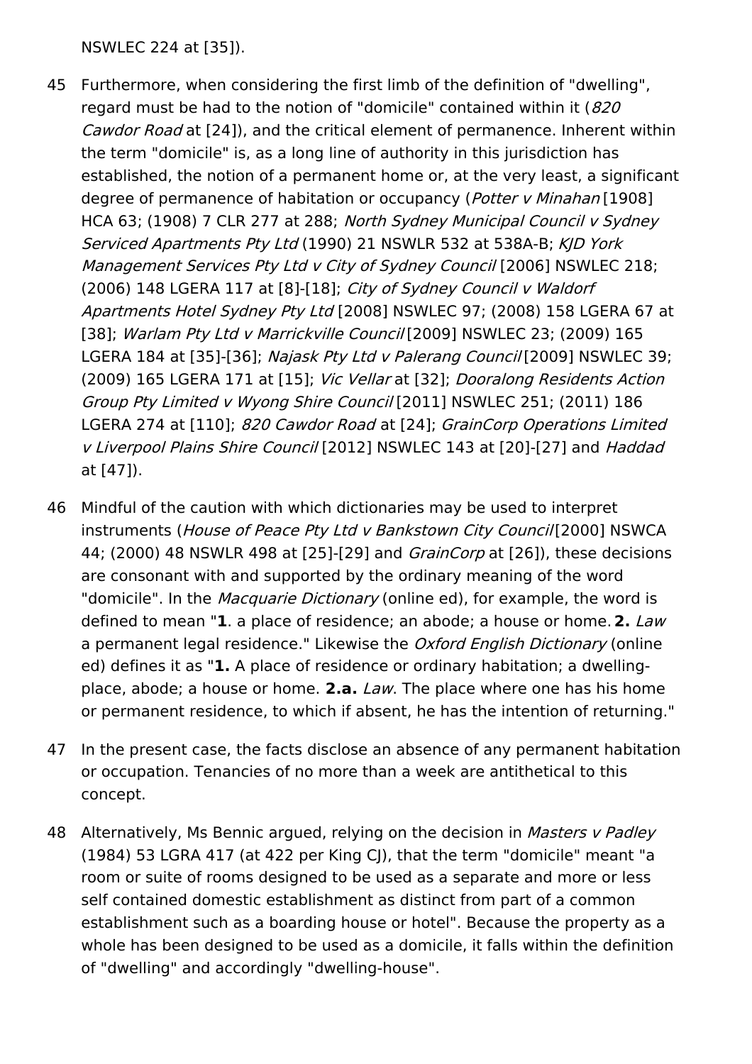NSWLEC 224 at [35]).

45 Furthermore, when considering the first limb of the definition of "dwelling", regard must be had to the notion of "domicile" contained within it (*820 Cawdor Road* at [24]), and the critical element of permanence. Inherent within the term "domicile" is, as a long line of authority in this jurisdiction has established, the notion of a permanent home or, at the very least, a significant degree of permanence of habitation or occupancy (*Potter v Minahan* [1908] HCA 63; (1908) 7 CLR 277 at 288; *North Sydney Municipal Council v Sydney Serviced Apartments Pty Ltd* (1990) 21 NSWLR 532 at 538A-B; *KJD York Management Services Pty Ltd v City of Sydney Council* [2006] NSWLEC 218; (2006) 148 LGERA 117 at [8]-[18]; *City of Sydney Council v Waldorf Apartments Hotel Sydney Pty Ltd* [2008] NSWLEC 97; (2008) 158 LGERA 67 at [38]; *Warlam Pty Ltd v Marrickville Council* [2009] NSWLEC 23; (2009) 165 LGERA 184 at [35]-[36]; *Najask Pty Ltd v Palerang Council* [2009] NSWLEC 39; (2009) 165 LGERA 171 at [15]; *Vic Vellar* at [32]; *Dooralong Residents Action Group Pty Limited v Wyong Shire Council* [2011] NSWLEC 251; (2011) 186 LGERA 274 at [110]; *820 Cawdor Road* at [24]; *GrainCorp Operations Limited v Liverpool Plains Shire Council* [2012] NSWLEC 143 at [20]-[27] and *Haddad* at [47]).

46 Mindful of the caution with which dictionaries may be used to interpret instruments (*House of Peace Pty Ltd v Bankstown City Council* [2000] NSWCA 44; (2000) 48 NSWLR 498 at [25]-[29] and *GrainCorp* at [26]), these decisions are consonant with and supported by the ordinary meaning of the word "domicile". In the *Macquarie Dictionary* (online ed), for example, the word is defined to mean "**1**. a place of residence; an abode; a house or home. **2.** *Law* a permanent legal residence." Likewise the *Oxford English Dictionary* (online ed) defines it as "**1.** A place of residence or ordinary habitation; a dwelling-place, abode; a house or home. **2.a.** *Law*. The place where one has his home or permanent residence, to which if absent, he has the intention of returning."

47 In the present case, the facts disclose an absence of any permanent habitation or occupation. Tenancies of no more than a week are antithetical to this concept.

48 Alternatively, Ms Bennic argued, relying on the decision in *Masters v Padley* (1984) 53 LGRA 417 (at 422 per King CJ), that the term "domicile" meant "a room or suite of rooms designed to be used as a separate and more or less self contained domestic establishment as distinct from part of a common establishment such as a boarding house or hotel". Because the property as a whole has been designed to be used as a domicile, it falls within the definition of "dwelling" and accordingly "dwelling-house".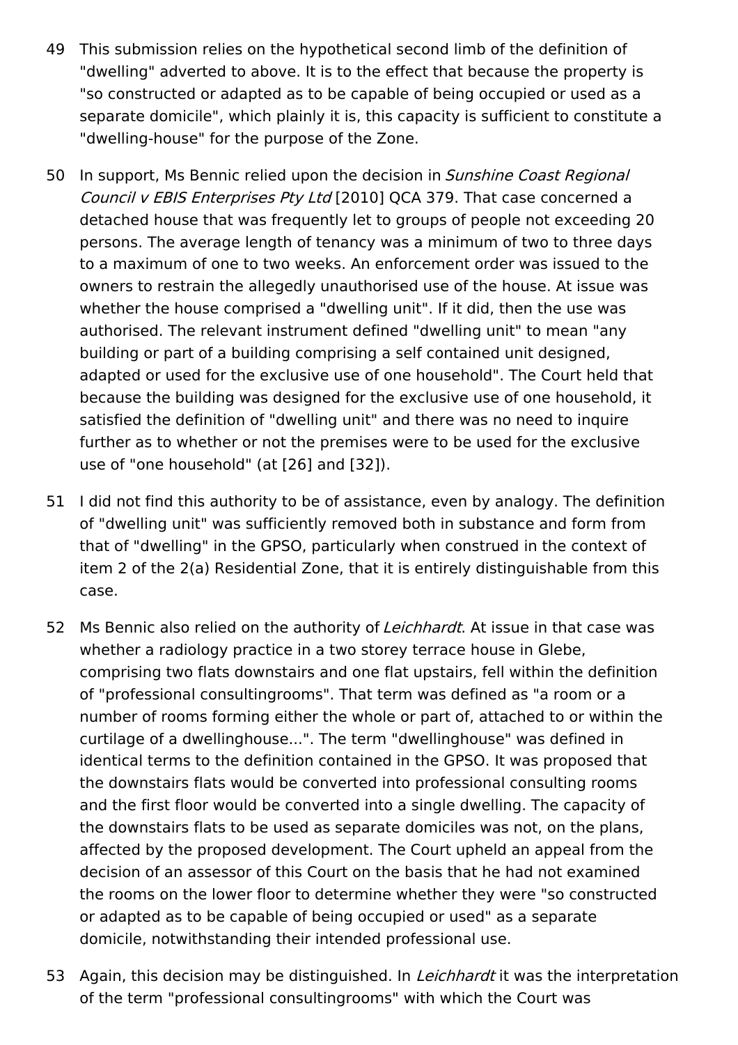49 This submission relies on the hypothetical second limb of the definition of "dwelling" adverted to above. It is to the effect that because the property is "so constructed or adapted as to be capable of being occupied or used as a separate domicile", which plainly it is, this capacity is sufficient to constitute a "dwelling-house" for the purpose of the Zone.

50 In support, Ms Bennic relied upon the decision in *Sunshine Coast Regional Council v EBIS Enterprises Pty Ltd* [2010] QCA 379. That case concerned a detached house that was frequently let to groups of people not exceeding 20 persons. The average length of tenancy was a minimum of two to three days to a maximum of one to two weeks. An enforcement order was issued to the owners to restrain the allegedly unauthorised use of the house. At issue was whether the house comprised a "dwelling unit". If it did, then the use was authorised. The relevant instrument defined "dwelling unit" to mean "any building or part of a building comprising a self contained unit designed, adapted or used for the exclusive use of one household". The Court held that because the building was designed for the exclusive use of one household, it satisfied the definition of "dwelling unit" and there was no need to inquire further as to whether or not the premises were to be used for the exclusive use of "one household" (at [26] and [32]).

51 I did not find this authority to be of assistance, even by analogy. The definition of "dwelling unit" was sufficiently removed both in substance and form from that of "dwelling" in the GPSO, particularly when construed in the context of item 2 of the 2(a) Residential Zone, that it is entirely distinguishable from this case.

52 Ms Bennic also relied on the authority of *Leichhardt*. At issue in that case was whether a radiology practice in a two storey terrace house in Glebe, comprising two flats downstairs and one flat upstairs, fell within the definition of "professional consultingrooms". That term was defined as "a room or a number of rooms forming either the whole or part of, attached to or within the curtilage of a dwellinghouse...". The term "dwellinghouse" was defined in identical terms to the definition contained in the GPSO. It was proposed that the downstairs flats would be converted into professional consulting rooms and the first floor would be converted into a single dwelling. The capacity of the downstairs flats to be used as separate domiciles was not, on the plans, affected by the proposed development. The Court upheld an appeal from the decision of an assessor of this Court on the basis that he had not examined the rooms on the lower floor to determine whether they were "so constructed or adapted as to be capable of being occupied or used" as a separate domicile, notwithstanding their intended professional use.

53 Again, this decision may be distinguished. In *Leichhardt* it was the interpretation of the term "professional consultingrooms" with which the Court was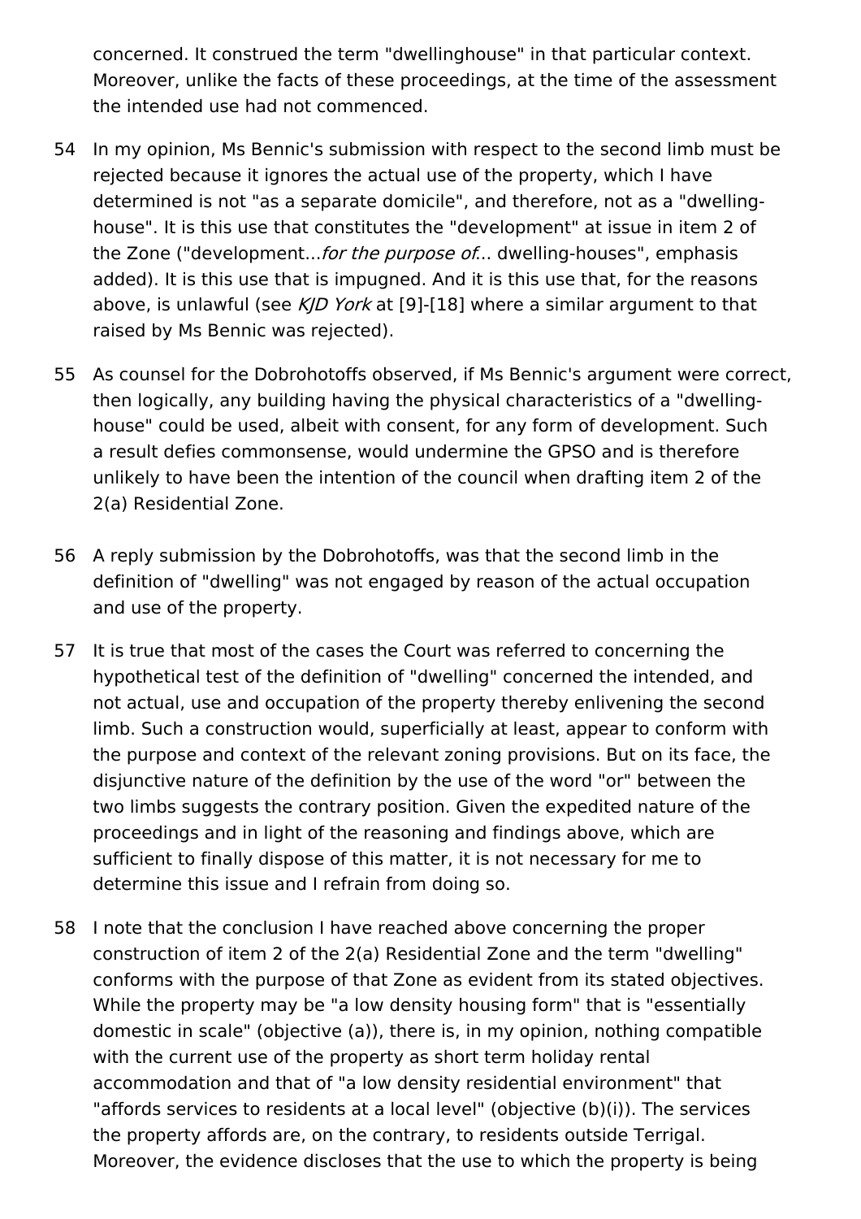concerned. It construed the term "dwellinghouse" in that particular context. Moreover, unlike the facts of these proceedings, at the time of the assessment the intended use had not commenced.

54 In my opinion, Ms Bennic's submission with respect to the second limb must be rejected because it ignores the actual use of the property, which I have determined is not "as a separate domicile", and therefore, not as a "dwelling-house". It is this use that constitutes the "development" at issue in item 2 of the Zone ("development...*for the purpose of*... dwelling-houses", emphasis added). It is this use that is impugned. And it is this use that, for the reasons above, is unlawful (see *KJD York* at [9]-[18] where a similar argument to that raised by Ms Bennic was rejected).

55 As counsel for the Dobrohotoffs observed, if Ms Bennic's argument were correct, then logically, any building having the physical characteristics of a "dwelling-house" could be used, albeit with consent, for any form of development. Such a result defies commonsense, would undermine the GPSO and is therefore unlikely to have been the intention of the council when drafting item 2 of the 2(a) Residential Zone.

56 A reply submission by the Dobrohotoffs, was that the second limb in the definition of "dwelling" was not engaged by reason of the actual occupation and use of the property.

57 It is true that most of the cases the Court was referred to concerning the hypothetical test of the definition of "dwelling" concerned the intended, and not actual, use and occupation of the property thereby enlivening the second limb. Such a construction would, superficially at least, appear to conform with the purpose and context of the relevant zoning provisions. But on its face, the disjunctive nature of the definition by the use of the word "or" between the two limbs suggests the contrary position. Given the expedited nature of the proceedings and in light of the reasoning and findings above, which are sufficient to finally dispose of this matter, it is not necessary for me to determine this issue and I refrain from doing so.

58 I note that the conclusion I have reached above concerning the proper construction of item 2 of the 2(a) Residential Zone and the term "dwelling" conforms with the purpose of that Zone as evident from its stated objectives. While the property may be "a low density housing form" that is "essentially domestic in scale" (objective (a)), there is, in my opinion, nothing compatible with the current use of the property as short term holiday rental accommodation and that of "a low density residential environment" that "affords services to residents at a local level" (objective (b)(i)). The services the property affords are, on the contrary, to residents outside Terrigal. Moreover, the evidence discloses that the use to which the property is being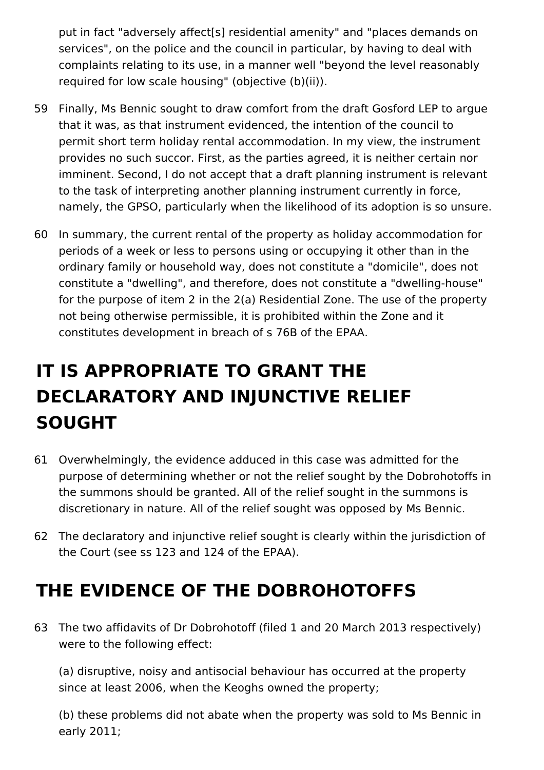put in fact "adversely affect[s] residential amenity" and "places demands on services", on the police and the council in particular, by having to deal with complaints relating to its use, in a manner well "beyond the level reasonably required for low scale housing" (objective (b)(ii)).

59 Finally, Ms Bennic sought to draw comfort from the draft Gosford LEP to argue that it was, as that instrument evidenced, the intention of the council to permit short term holiday rental accommodation. In my view, the instrument provides no such succor. First, as the parties agreed, it is neither certain nor imminent. Second, I do not accept that a draft planning instrument is relevant to the task of interpreting another planning instrument currently in force, namely, the GPSO, particularly when the likelihood of its adoption is so unsure.

60 In summary, the current rental of the property as holiday accommodation for periods of a week or less to persons using or occupying it other than in the ordinary family or household way, does not constitute a "domicile", does not constitute a "dwelling", and therefore, does not constitute a "dwelling-house" for the purpose of item 2 in the 2(a) Residential Zone. The use of the property not being otherwise permissible, it is prohibited within the Zone and it constitutes development in breach of s 76B of the EPAA.

# IT IS APPROPRIATE TO GRANT THE DECLARATORY AND INJUNCTIVE RELIEF SOUGHT

61 Overwhelmingly, the evidence adduced in this case was admitted for the purpose of determining whether or not the relief sought by the Dobrohotoffs in the summons should be granted. All of the relief sought in the summons is discretionary in nature. All of the relief sought was opposed by Ms Bennic.

62 The declaratory and injunctive relief sought is clearly within the jurisdiction of the Court (see ss 123 and 124 of the EPAA).

# THE EVIDENCE OF THE DOBROHOTOFFS

63 The two affidavits of Dr Dobrohotoff (filed 1 and 20 March 2013 respectively) were to the following effect:

(a) disruptive, noisy and antisocial behaviour has occurred at the property since at least 2006, when the Keoghs owned the property;

(b) these problems did not abate when the property was sold to Ms Bennic in early 2011;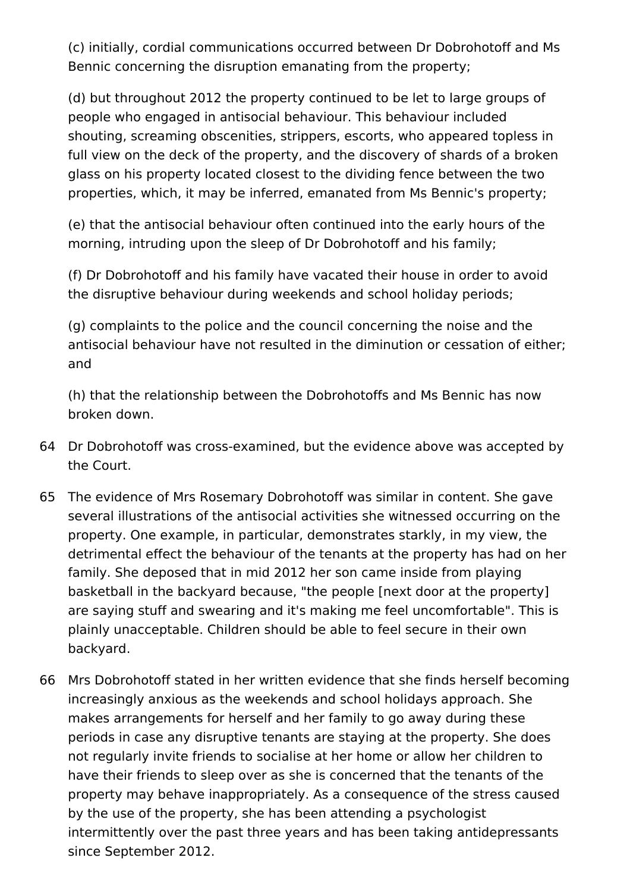(c) initially, cordial communications occurred between Dr Dobrohotoff and Ms Bennic concerning the disruption emanating from the property;

(d) but throughout 2012 the property continued to be let to large groups of people who engaged in antisocial behaviour. This behaviour included shouting, screaming obscenities, strippers, escorts, who appeared topless in full view on the deck of the property, and the discovery of shards of a broken glass on his property located closest to the dividing fence between the two properties, which, it may be inferred, emanated from Ms Bennic's property;

(e) that the antisocial behaviour often continued into the early hours of the morning, intruding upon the sleep of Dr Dobrohotoff and his family;

(f) Dr Dobrohotoff and his family have vacated their house in order to avoid the disruptive behaviour during weekends and school holiday periods;

(g) complaints to the police and the council concerning the noise and the antisocial behaviour have not resulted in the diminution or cessation of either; and

(h) that the relationship between the Dobrohotoffs and Ms Bennic has now broken down.

64 Dr Dobrohotoff was cross-examined, but the evidence above was accepted by the Court.

65 The evidence of Mrs Rosemary Dobrohotoff was similar in content. She gave several illustrations of the antisocial activities she witnessed occurring on the property. One example, in particular, demonstrates starkly, in my view, the detrimental effect the behaviour of the tenants at the property has had on her family. She deposed that in mid 2012 her son came inside from playing basketball in the backyard because, "the people [next door at the property] are saying stuff and swearing and it's making me feel uncomfortable". This is plainly unacceptable. Children should be able to feel secure in their own backyard.

66 Mrs Dobrohotoff stated in her written evidence that she finds herself becoming increasingly anxious as the weekends and school holidays approach. She makes arrangements for herself and her family to go away during these periods in case any disruptive tenants are staying at the property. She does not regularly invite friends to socialise at her home or allow her children to have their friends to sleep over as she is concerned that the tenants of the property may behave inappropriately. As a consequence of the stress caused by the use of the property, she has been attending a psychologist intermittently over the past three years and has been taking antidepressants since September 2012.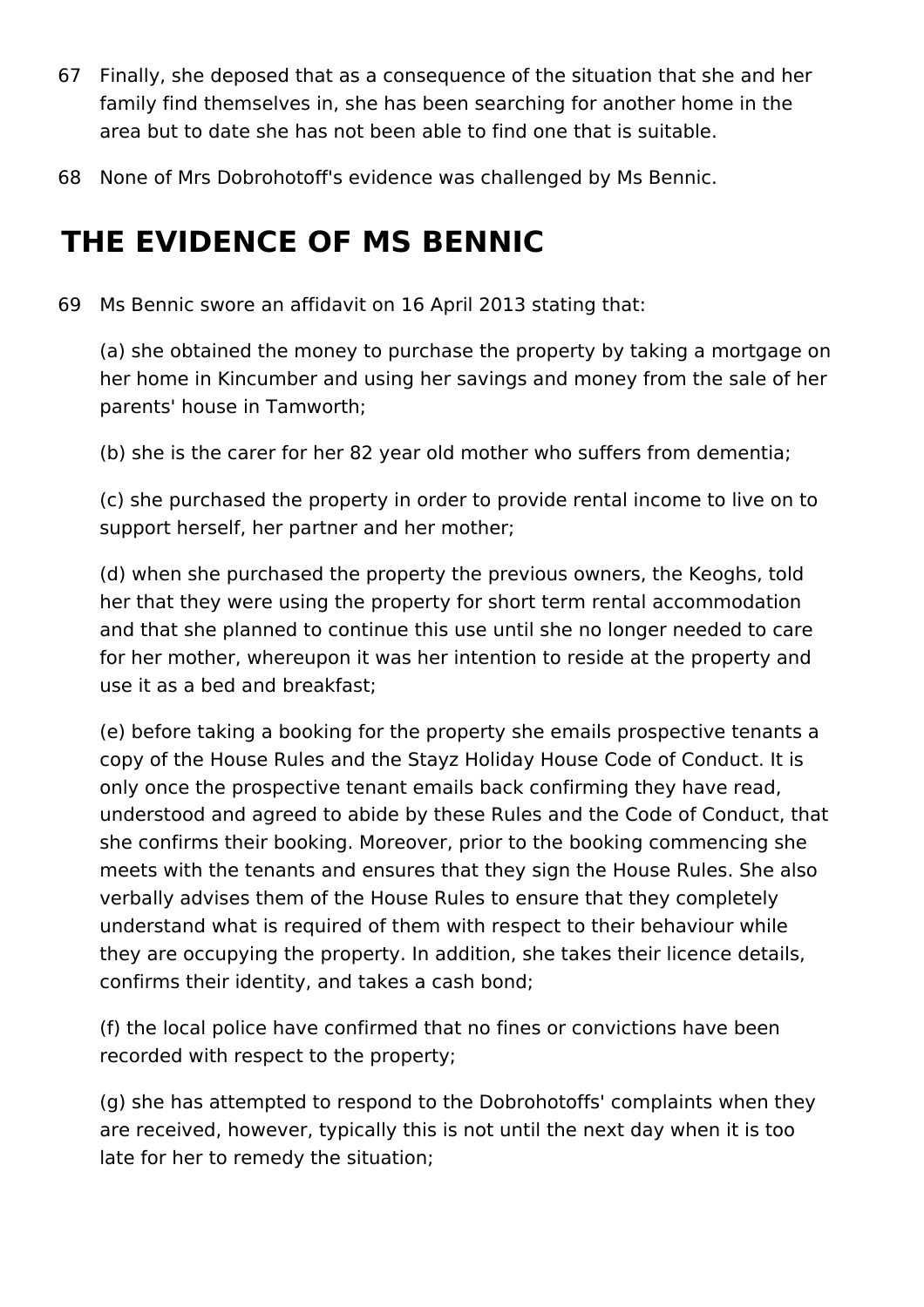67 Finally, she deposed that as a consequence of the situation that she and her family find themselves in, she has been searching for another home in the area but to date she has not been able to find one that is suitable.

68 None of Mrs Dobrohotoff's evidence was challenged by Ms Bennic.

## THE EVIDENCE OF MS BENNIC

69 Ms Bennic swore an affidavit on 16 April 2013 stating that:

(a) she obtained the money to purchase the property by taking a mortgage on her home in Kincumber and using her savings and money from the sale of her parents' house in Tamworth;

(b) she is the carer for her 82 year old mother who suffers from dementia;

(c) she purchased the property in order to provide rental income to live on to support herself, her partner and her mother;

(d) when she purchased the property the previous owners, the Keoghs, told her that they were using the property for short term rental accommodation and that she planned to continue this use until she no longer needed to care for her mother, whereupon it was her intention to reside at the property and use it as a bed and breakfast;

(e) before taking a booking for the property she emails prospective tenants a copy of the House Rules and the Stayz Holiday House Code of Conduct. It is only once the prospective tenant emails back confirming they have read, understood and agreed to abide by these Rules and the Code of Conduct, that she confirms their booking. Moreover, prior to the booking commencing she meets with the tenants and ensures that they sign the House Rules. She also verbally advises them of the House Rules to ensure that they completely understand what is required of them with respect to their behaviour while they are occupying the property. In addition, she takes their licence details, confirms their identity, and takes a cash bond;

(f) the local police have confirmed that no fines or convictions have been recorded with respect to the property;

(g) she has attempted to respond to the Dobrohotoffs' complaints when they are received, however, typically this is not until the next day when it is too late for her to remedy the situation;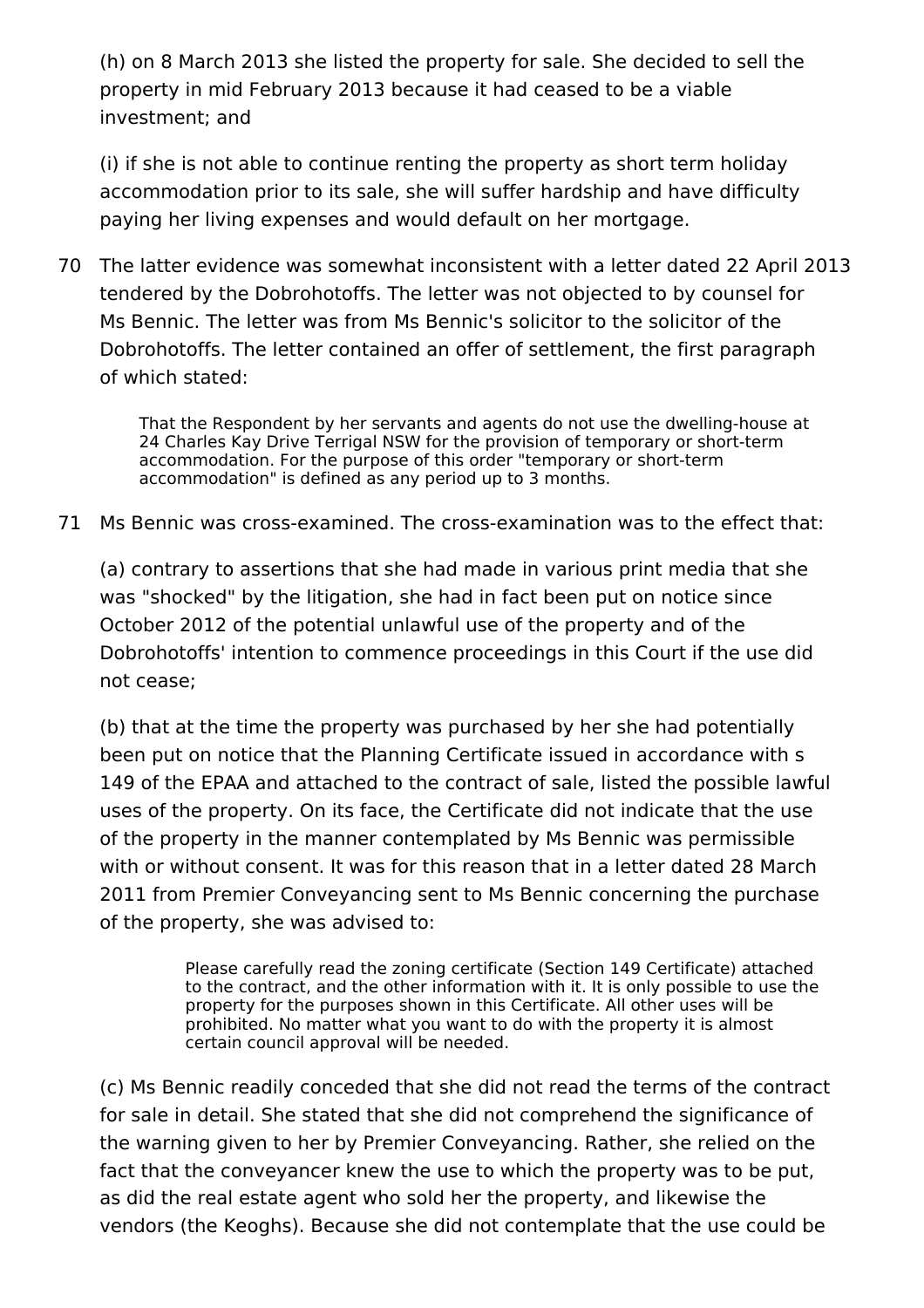(h) on 8 March 2013 she listed the property for sale. She decided to sell the property in mid February 2013 because it had ceased to be a viable investment; and

(i) if she is not able to continue renting the property as short term holiday accommodation prior to its sale, she will suffer hardship and have difficulty paying her living expenses and would default on her mortgage.

70 The latter evidence was somewhat inconsistent with a letter dated 22 April 2013 tendered by the Dobrohotoffs. The letter was not objected to by counsel for Ms Bennic. The letter was from Ms Bennic's solicitor to the solicitor of the Dobrohotoffs. The letter contained an offer of settlement, the first paragraph of which stated:

> That the Respondent by her servants and agents do not use the dwelling-house at 24 Charles Kay Drive Terrigal NSW for the provision of temporary or short-term accommodation. For the purpose of this order "temporary or short-term accommodation" is defined as any period up to 3 months.

71 Ms Bennic was cross-examined. The cross-examination was to the effect that:

(a) contrary to assertions that she had made in various print media that she was "shocked" by the litigation, she had in fact been put on notice since October 2012 of the potential unlawful use of the property and of the Dobrohotoffs' intention to commence proceedings in this Court if the use did not cease;

(b) that at the time the property was purchased by her she had potentially been put on notice that the Planning Certificate issued in accordance with s 149 of the EPAA and attached to the contract of sale, listed the possible lawful uses of the property. On its face, the Certificate did not indicate that the use of the property in the manner contemplated by Ms Bennic was permissible with or without consent. It was for this reason that in a letter dated 28 March 2011 from Premier Conveyancing sent to Ms Bennic concerning the purchase of the property, she was advised to:

> Please carefully read the zoning certificate (Section 149 Certificate) attached to the contract, and the other information with it. It is only possible to use the property for the purposes shown in this Certificate. All other uses will be prohibited. No matter what you want to do with the property it is almost certain council approval will be needed.

(c) Ms Bennic readily conceded that she did not read the terms of the contract for sale in detail. She stated that she did not comprehend the significance of the warning given to her by Premier Conveyancing. Rather, she relied on the fact that the conveyancer knew the use to which the property was to be put, as did the real estate agent who sold her the property, and likewise the vendors (the Keoghs). Because she did not contemplate that the use could be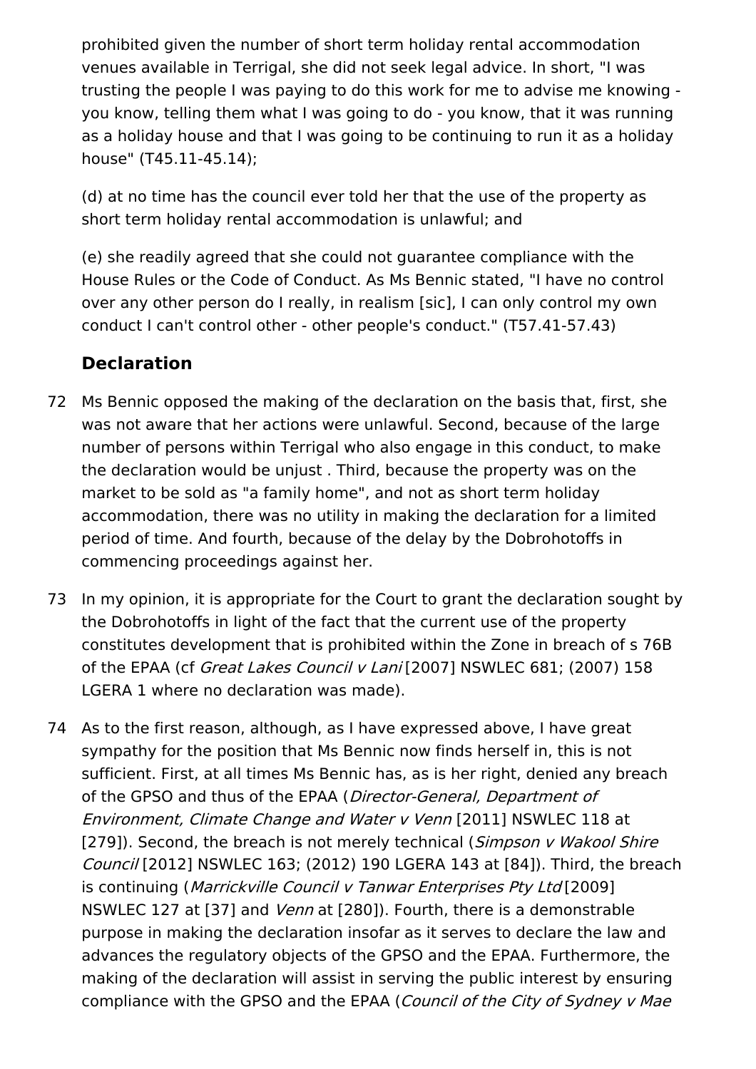prohibited given the number of short term holiday rental accommodation venues available in Terrigal, she did not seek legal advice. In short, "I was trusting the people I was paying to do this work for me to advise me knowing - you know, telling them what I was going to do - you know, that it was running as a holiday house and that I was going to be continuing to run it as a holiday house" (T45.11-45.14);

(d) at no time has the council ever told her that the use of the property as short term holiday rental accommodation is unlawful; and

(e) she readily agreed that she could not guarantee compliance with the House Rules or the Code of Conduct. As Ms Bennic stated, "I have no control over any other person do I really, in realism [sic], I can only control my own conduct I can't control other - other people's conduct." (T57.41-57.43)

## Declaration

72 Ms Bennic opposed the making of the declaration on the basis that, first, she was not aware that her actions were unlawful. Second, because of the large number of persons within Terrigal who also engage in this conduct, to make the declaration would be unjust . Third, because the property was on the market to be sold as "a family home", and not as short term holiday accommodation, there was no utility in making the declaration for a limited period of time. And fourth, because of the delay by the Dobrohotoffs in commencing proceedings against her.

73 In my opinion, it is appropriate for the Court to grant the declaration sought by the Dobrohotoffs in light of the fact that the current use of the property constitutes development that is prohibited within the Zone in breach of s 76B of the EPAA (cf *Great Lakes Council v Lani* [2007] NSWLEC 681; (2007) 158 LGERA 1 where no declaration was made).

74 As to the first reason, although, as I have expressed above, I have great sympathy for the position that Ms Bennic now finds herself in, this is not sufficient. First, at all times Ms Bennic has, as is her right, denied any breach of the GPSO and thus of the EPAA (*Director-General, Department of Environment, Climate Change and Water v Venn* [2011] NSWLEC 118 at [279]). Second, the breach is not merely technical (*Simpson v Wakool Shire Council* [2012] NSWLEC 163; (2012) 190 LGERA 143 at [84]). Third, the breach is continuing (*Marrickville Council v Tanwar Enterprises Pty Ltd* [2009] NSWLEC 127 at [37] and *Venn* at [280]). Fourth, there is a demonstrable purpose in making the declaration insofar as it serves to declare the law and advances the regulatory objects of the GPSO and the EPAA. Furthermore, the making of the declaration will assist in serving the public interest by ensuring compliance with the GPSO and the EPAA (*Council of the City of Sydney v Mae*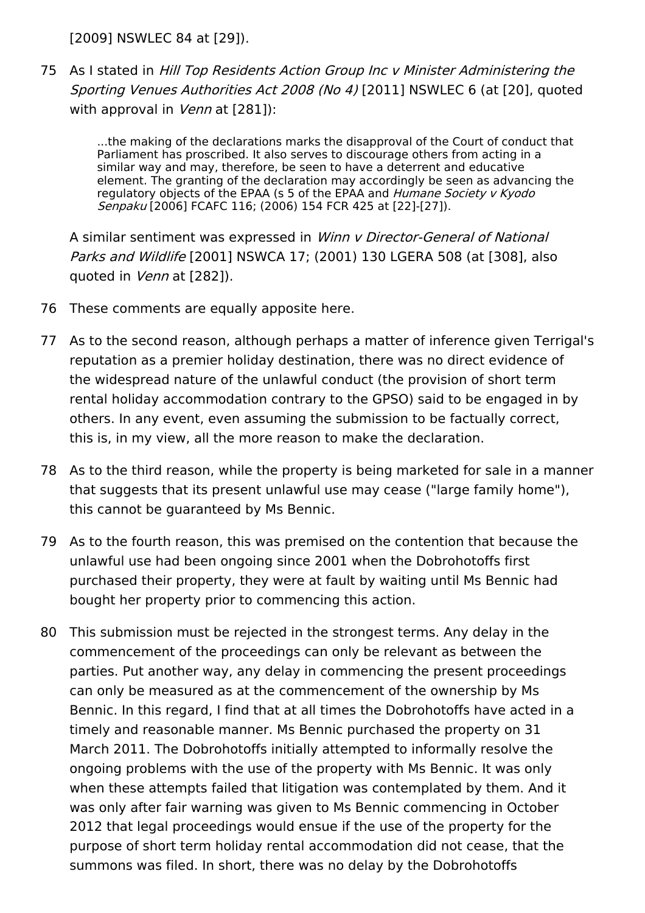[2009] NSWLEC 84 at [29]).

75 As I stated in *Hill Top Residents Action Group Inc v Minister Administering the Sporting Venues Authorities Act 2008 (No 4)* [2011] NSWLEC 6 (at [20], quoted with approval in *Venn* at [281]):

> ...the making of the declarations marks the disapproval of the Court of conduct that Parliament has proscribed. It also serves to discourage others from acting in a similar way and may, therefore, be seen to have a deterrent and educative element. The granting of the declaration may accordingly be seen as advancing the regulatory objects of the EPAA (s 5 of the EPAA and *Humane Society v Kyodo Senpaku* [2006] FCAFC 116; (2006) 154 FCR 425 at [22]-[27]).

A similar sentiment was expressed in *Winn v Director-General of National Parks and Wildlife* [2001] NSWCA 17; (2001) 130 LGERA 508 (at [308], also quoted in *Venn* at [282]).

76 These comments are equally apposite here.

77 As to the second reason, although perhaps a matter of inference given Terrigal's reputation as a premier holiday destination, there was no direct evidence of the widespread nature of the unlawful conduct (the provision of short term rental holiday accommodation contrary to the GPSO) said to be engaged in by others. In any event, even assuming the submission to be factually correct, this is, in my view, all the more reason to make the declaration.

78 As to the third reason, while the property is being marketed for sale in a manner that suggests that its present unlawful use may cease ("large family home"), this cannot be guaranteed by Ms Bennic.

79 As to the fourth reason, this was premised on the contention that because the unlawful use had been ongoing since 2001 when the Dobrohotoffs first purchased their property, they were at fault by waiting until Ms Bennic had bought her property prior to commencing this action.

80 This submission must be rejected in the strongest terms. Any delay in the commencement of the proceedings can only be relevant as between the parties. Put another way, any delay in commencing the present proceedings can only be measured as at the commencement of the ownership by Ms Bennic. In this regard, I find that at all times the Dobrohotoffs have acted in a timely and reasonable manner. Ms Bennic purchased the property on 31 March 2011. The Dobrohotoffs initially attempted to informally resolve the ongoing problems with the use of the property with Ms Bennic. It was only when these attempts failed that litigation was contemplated by them. And it was only after fair warning was given to Ms Bennic commencing in October 2012 that legal proceedings would ensue if the use of the property for the purpose of short term holiday rental accommodation did not cease, that the summons was filed. In short, there was no delay by the Dobrohotoffs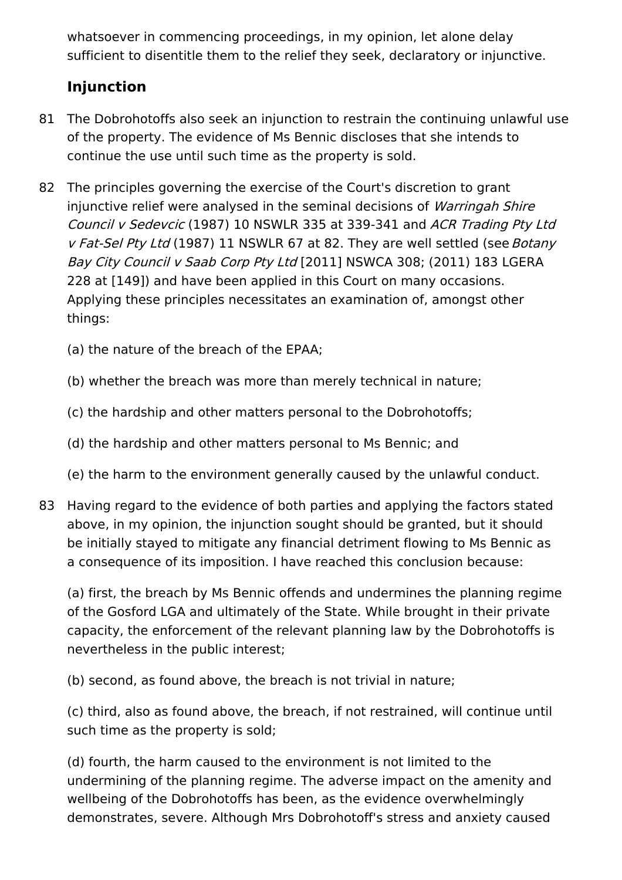whatsoever in commencing proceedings, in my opinion, let alone delay sufficient to disentitle them to the relief they seek, declaratory or injunctive.

### Injunction

81 The Dobrohotoffs also seek an injunction to restrain the continuing unlawful use of the property. The evidence of Ms Bennic discloses that she intends to continue the use until such time as the property is sold.

82 The principles governing the exercise of the Court's discretion to grant injunctive relief were analysed in the seminal decisions of *Warringah Shire Council v Sedevcic* (1987) 10 NSWLR 335 at 339-341 and *ACR Trading Pty Ltd v Fat-Sel Pty Ltd* (1987) 11 NSWLR 67 at 82. They are well settled (see *Botany Bay City Council v Saab Corp Pty Ltd* [2011] NSWCA 308; (2011) 183 LGERA 228 at [149]) and have been applied in this Court on many occasions. Applying these principles necessitates an examination of, amongst other things:

(a) the nature of the breach of the EPAA;

(b) whether the breach was more than merely technical in nature;

(c) the hardship and other matters personal to the Dobrohotoffs;

(d) the hardship and other matters personal to Ms Bennic; and

(e) the harm to the environment generally caused by the unlawful conduct.

83 Having regard to the evidence of both parties and applying the factors stated above, in my opinion, the injunction sought should be granted, but it should be initially stayed to mitigate any financial detriment flowing to Ms Bennic as a consequence of its imposition. I have reached this conclusion because:

(a) first, the breach by Ms Bennic offends and undermines the planning regime of the Gosford LGA and ultimately of the State. While brought in their private capacity, the enforcement of the relevant planning law by the Dobrohotoffs is nevertheless in the public interest;

(b) second, as found above, the breach is not trivial in nature;

(c) third, also as found above, the breach, if not restrained, will continue until such time as the property is sold;

(d) fourth, the harm caused to the environment is not limited to the undermining of the planning regime. The adverse impact on the amenity and wellbeing of the Dobrohotoffs has been, as the evidence overwhelmingly demonstrates, severe. Although Mrs Dobrohotoff's stress and anxiety caused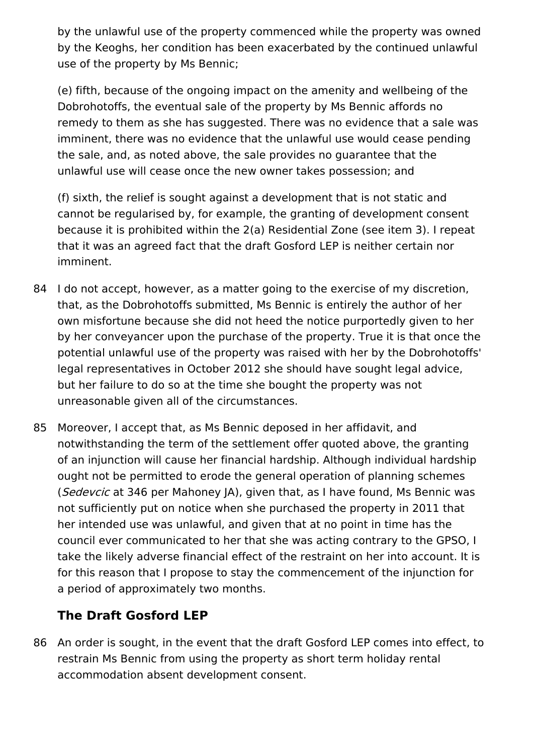by the unlawful use of the property commenced while the property was owned by the Keoghs, her condition has been exacerbated by the continued unlawful use of the property by Ms Bennic;

(e) fifth, because of the ongoing impact on the amenity and wellbeing of the Dobrohotoffs, the eventual sale of the property by Ms Bennic affords no remedy to them as she has suggested. There was no evidence that a sale was imminent, there was no evidence that the unlawful use would cease pending the sale, and, as noted above, the sale provides no guarantee that the unlawful use will cease once the new owner takes possession; and

(f) sixth, the relief is sought against a development that is not static and cannot be regularised by, for example, the granting of development consent because it is prohibited within the 2(a) Residential Zone (see item 3). I repeat that it was an agreed fact that the draft Gosford LEP is neither certain nor imminent.

84 I do not accept, however, as a matter going to the exercise of my discretion, that, as the Dobrohotoffs submitted, Ms Bennic is entirely the author of her own misfortune because she did not heed the notice purportedly given to her by her conveyancer upon the purchase of the property. True it is that once the potential unlawful use of the property was raised with her by the Dobrohotoffs' legal representatives in October 2012 she should have sought legal advice, but her failure to do so at the time she bought the property was not unreasonable given all of the circumstances.

85 Moreover, I accept that, as Ms Bennic deposed in her affidavit, and notwithstanding the term of the settlement offer quoted above, the granting of an injunction will cause her financial hardship. Although individual hardship ought not be permitted to erode the general operation of planning schemes (*Sedevcic* at 346 per Mahoney JA), given that, as I have found, Ms Bennic was not sufficiently put on notice when she purchased the property in 2011 that her intended use was unlawful, and given that at no point in time has the council ever communicated to her that she was acting contrary to the GPSO, I take the likely adverse financial effect of the restraint on her into account. It is for this reason that I propose to stay the commencement of the injunction for a period of approximately two months.

### The Draft Gosford LEP

86 An order is sought, in the event that the draft Gosford LEP comes into effect, to restrain Ms Bennic from using the property as short term holiday rental accommodation absent development consent.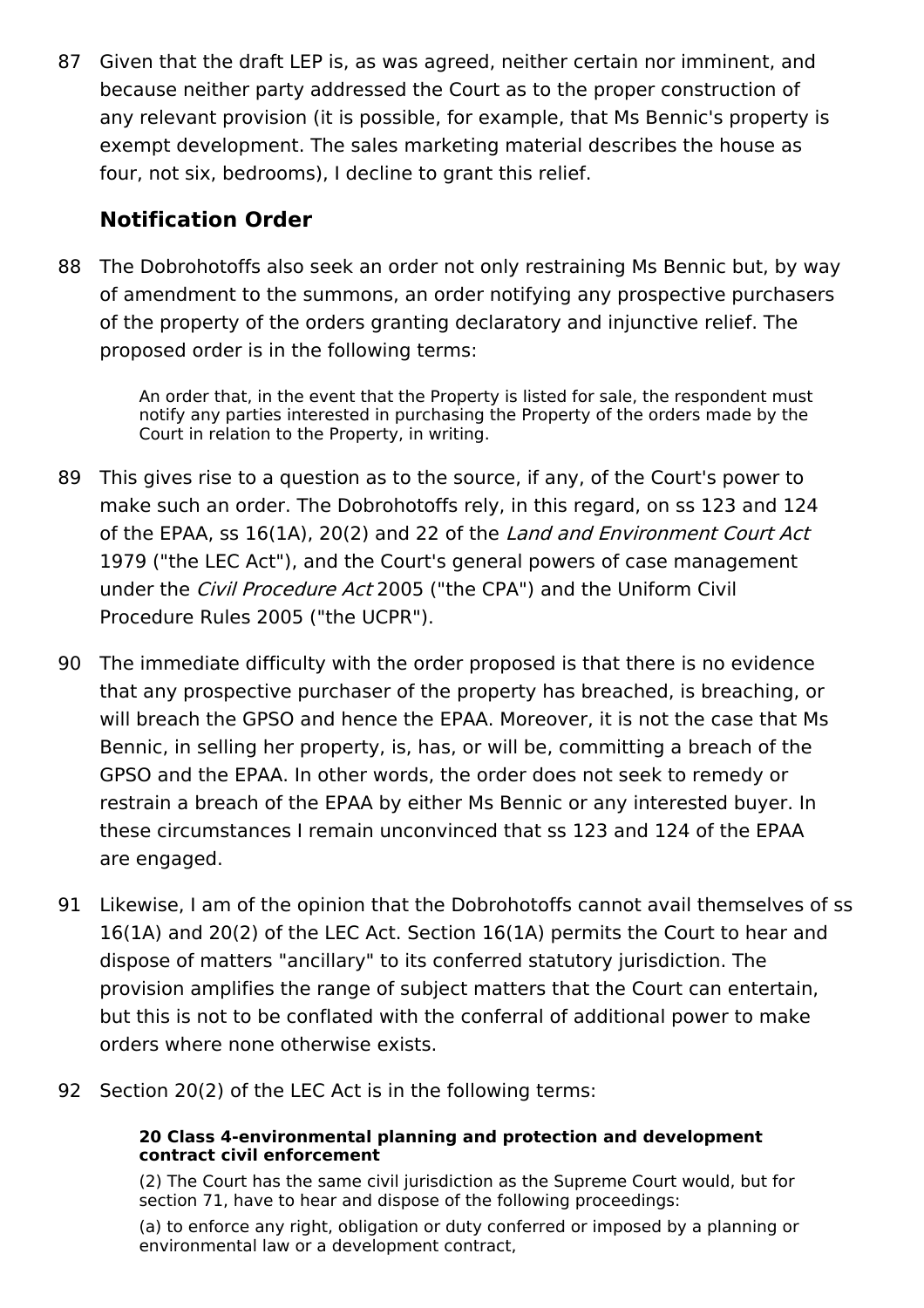87 Given that the draft LEP is, as was agreed, neither certain nor imminent, and because neither party addressed the Court as to the proper construction of any relevant provision (it is possible, for example, that Ms Bennic's property is exempt development. The sales marketing material describes the house as four, not six, bedrooms), I decline to grant this relief.

## Notification Order

88 The Dobrohotoffs also seek an order not only restraining Ms Bennic but, by way of amendment to the summons, an order notifying any prospective purchasers of the property of the orders granting declaratory and injunctive relief. The proposed order is in the following terms:

> An order that, in the event that the Property is listed for sale, the respondent must notify any parties interested in purchasing the Property of the orders made by the Court in relation to the Property, in writing.

89 This gives rise to a question as to the source, if any, of the Court's power to make such an order. The Dobrohotoffs rely, in this regard, on ss 123 and 124 of the EPAA, ss 16(1A), 20(2) and 22 of the *Land and Environment Court Act* 1979 ("the LEC Act"), and the Court's general powers of case management under the *Civil Procedure Act* 2005 ("the CPA") and the Uniform Civil Procedure Rules 2005 ("the UCPR").

90 The immediate difficulty with the order proposed is that there is no evidence that any prospective purchaser of the property has breached, is breaching, or will breach the GPSO and hence the EPAA. Moreover, it is not the case that Ms Bennic, in selling her property, is, has, or will be, committing a breach of the GPSO and the EPAA. In other words, the order does not seek to remedy or restrain a breach of the EPAA by either Ms Bennic or any interested buyer. In these circumstances I remain unconvinced that ss 123 and 124 of the EPAA are engaged.

91 Likewise, I am of the opinion that the Dobrohotoffs cannot avail themselves of ss 16(1A) and 20(2) of the LEC Act. Section 16(1A) permits the Court to hear and dispose of matters "ancillary" to its conferred statutory jurisdiction. The provision amplifies the range of subject matters that the Court can entertain, but this is not to be conflated with the conferral of additional power to make orders where none otherwise exists.

92 Section 20(2) of the LEC Act is in the following terms:

> **20 Class 4-environmental planning and protection and development contract civil enforcement**
>
> (2) The Court has the same civil jurisdiction as the Supreme Court would, but for section 71, have to hear and dispose of the following proceedings:
>
> (a) to enforce any right, obligation or duty conferred or imposed by a planning or environmental law or a development contract,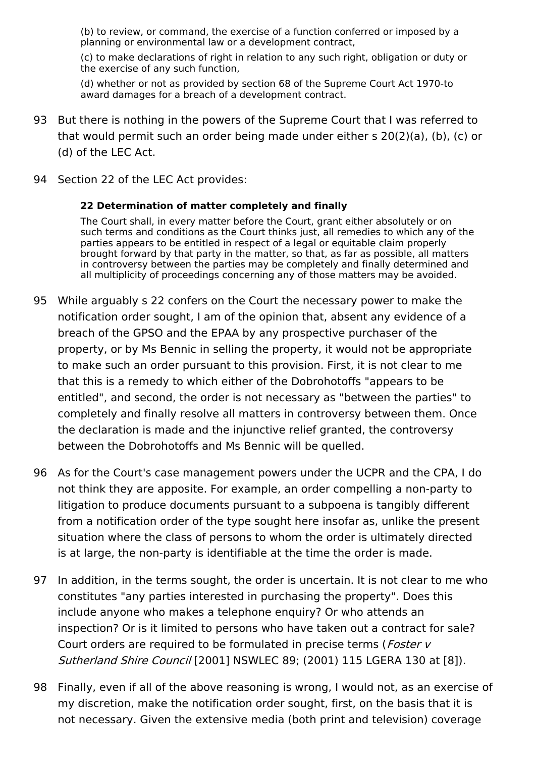(b) to review, or command, the exercise of a function conferred or imposed by a planning or environmental law or a development contract,

(c) to make declarations of right in relation to any such right, obligation or duty or the exercise of any such function,

(d) whether or not as provided by section 68 of the Supreme Court Act 1970-to award damages for a breach of a development contract.

93 But there is nothing in the powers of the Supreme Court that I was referred to that would permit such an order being made under either s 20(2)(a), (b), (c) or (d) of the LEC Act.

94 Section 22 of the LEC Act provides:

> **22 Determination of matter completely and finally**
>
> The Court shall, in every matter before the Court, grant either absolutely or on such terms and conditions as the Court thinks just, all remedies to which any of the parties appears to be entitled in respect of a legal or equitable claim properly brought forward by that party in the matter, so that, as far as possible, all matters in controversy between the parties may be completely and finally determined and all multiplicity of proceedings concerning any of those matters may be avoided.

95 While arguably s 22 confers on the Court the necessary power to make the notification order sought, I am of the opinion that, absent any evidence of a breach of the GPSO and the EPAA by any prospective purchaser of the property, or by Ms Bennic in selling the property, it would not be appropriate to make such an order pursuant to this provision. First, it is not clear to me that this is a remedy to which either of the Dobrohotoffs "appears to be entitled", and second, the order is not necessary as "between the parties" to completely and finally resolve all matters in controversy between them. Once the declaration is made and the injunctive relief granted, the controversy between the Dobrohotoffs and Ms Bennic will be quelled.

96 As for the Court's case management powers under the UCPR and the CPA, I do not think they are apposite. For example, an order compelling a non-party to litigation to produce documents pursuant to a subpoena is tangibly different from a notification order of the type sought here insofar as, unlike the present situation where the class of persons to whom the order is ultimately directed is at large, the non-party is identifiable at the time the order is made.

97 In addition, in the terms sought, the order is uncertain. It is not clear to me who constitutes "any parties interested in purchasing the property". Does this include anyone who makes a telephone enquiry? Or who attends an inspection? Or is it limited to persons who have taken out a contract for sale? Court orders are required to be formulated in precise terms (*Foster v Sutherland Shire Council* [2001] NSWLEC 89; (2001) 115 LGERA 130 at [8]).

98 Finally, even if all of the above reasoning is wrong, I would not, as an exercise of my discretion, make the notification order sought, first, on the basis that it is not necessary. Given the extensive media (both print and television) coverage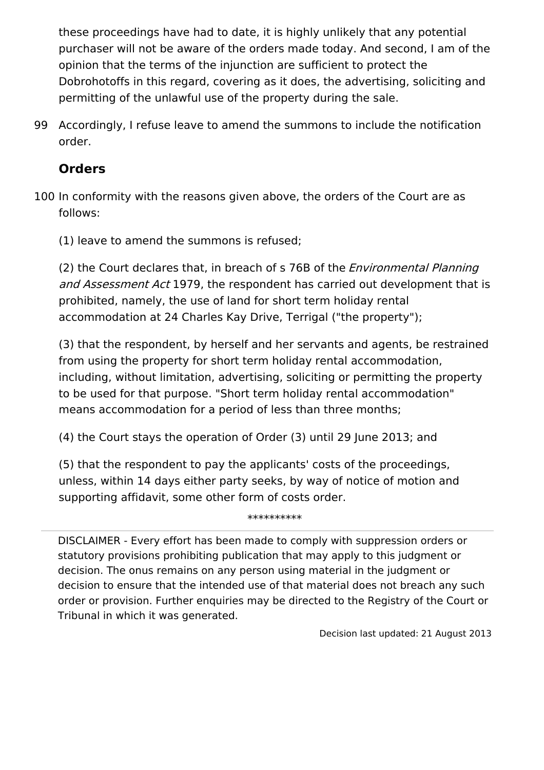these proceedings have had to date, it is highly unlikely that any potential purchaser will not be aware of the orders made today. And second, I am of the opinion that the terms of the injunction are sufficient to protect the Dobrohotoffs in this regard, covering as it does, the advertising, soliciting and permitting of the unlawful use of the property during the sale.

99 Accordingly, I refuse leave to amend the summons to include the notification order.

## Orders

100 In conformity with the reasons given above, the orders of the Court are as follows:

(1) leave to amend the summons is refused;

(2) the Court declares that, in breach of s 76B of the *Environmental Planning and Assessment Act* 1979, the respondent has carried out development that is prohibited, namely, the use of land for short term holiday rental accommodation at 24 Charles Kay Drive, Terrigal ("the property");

(3) that the respondent, by herself and her servants and agents, be restrained from using the property for short term holiday rental accommodation, including, without limitation, advertising, soliciting or permitting the property to be used for that purpose. "Short term holiday rental accommodation" means accommodation for a period of less than three months;

(4) the Court stays the operation of Order (3) until 29 June 2013; and

(5) that the respondent to pay the applicants' costs of the proceedings, unless, within 14 days either party seeks, by way of notice of motion and supporting affidavit, some other form of costs order.

**********

---

DISCLAIMER - Every effort has been made to comply with suppression orders or statutory provisions prohibiting publication that may apply to this judgment or decision. The onus remains on any person using material in the judgment or decision to ensure that the intended use of that material does not breach any such order or provision. Further enquiries may be directed to the Registry of the Court or Tribunal in which it was generated.

Decision last updated: 21 August 2013